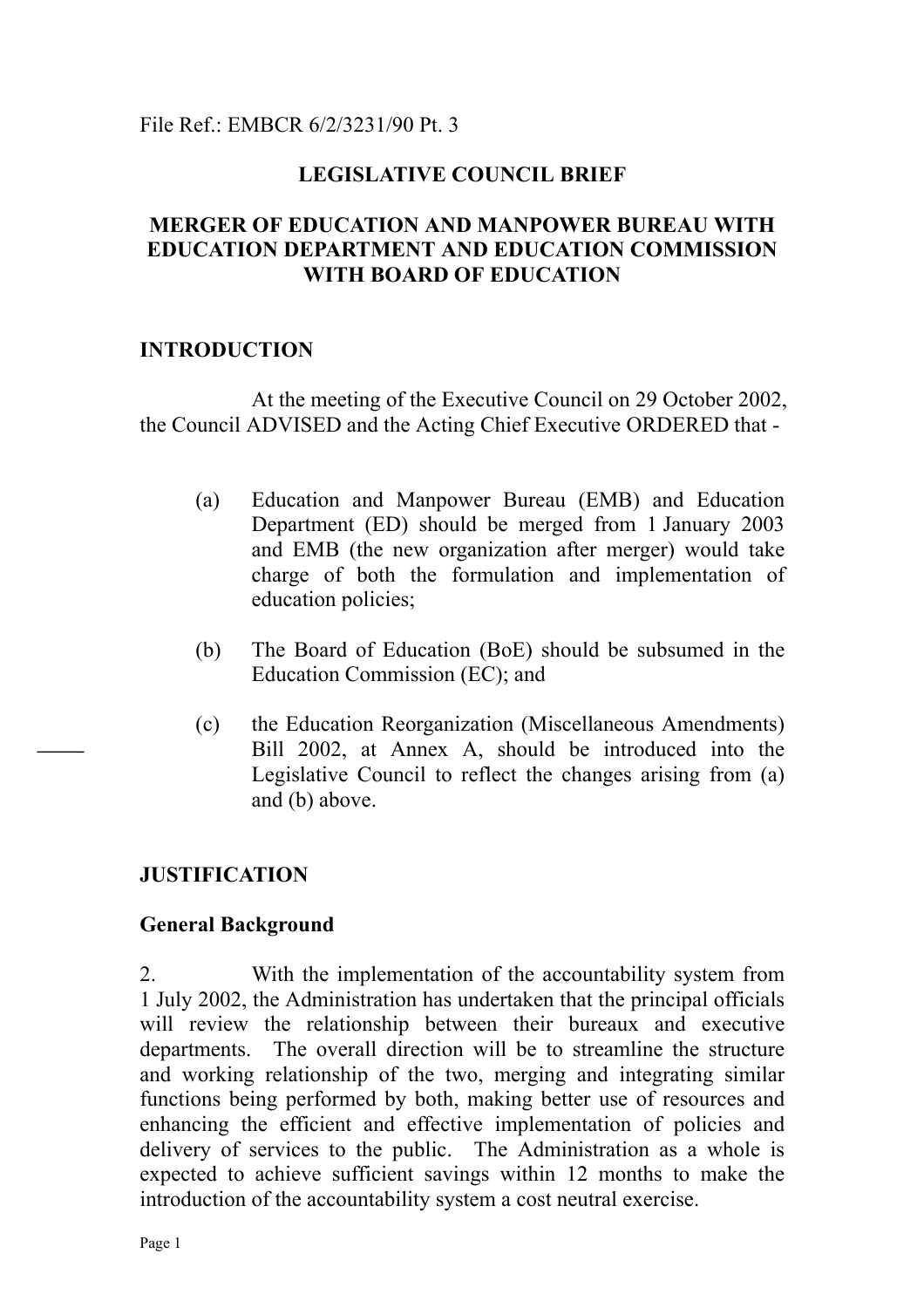File Ref.: EMBCR 6/2/3231/90 Pt. 3

# LEGISLATIVE COUNCIL BRIEF

# MERGER OF EDUCATION AND MANPOWER BUREAU WITH EDUCATION DEPARTMENT AND EDUCATION COMMISSION WITH BOARD OF EDUCATION

## INTRODUCTION

At the meeting of the Executive Council on 29 October 2002, the Council ADVISED and the Acting Chief Executive ORDERED that -

(a) Education and Manpower Bureau (EMB) and Education Department (ED) should be merged from 1 January 2003 and EMB (the new organization after merger) would take charge of both the formulation and implementation of education policies;

(b) The Board of Education (BoE) should be subsumed in the Education Commission (EC); and

(c) the Education Reorganization (Miscellaneous Amendments) Bill 2002, at Annex A, should be introduced into the Legislative Council to reflect the changes arising from (a) and (b) above.

## JUSTIFICATION

### General Background

2. With the implementation of the accountability system from 1 July 2002, the Administration has undertaken that the principal officials will review the relationship between their bureaux and executive departments. The overall direction will be to streamline the structure and working relationship of the two, merging and integrating similar functions being performed by both, making better use of resources and enhancing the efficient and effective implementation of policies and delivery of services to the public. The Administration as a whole is expected to achieve sufficient savings within 12 months to make the introduction of the accountability system a cost neutral exercise.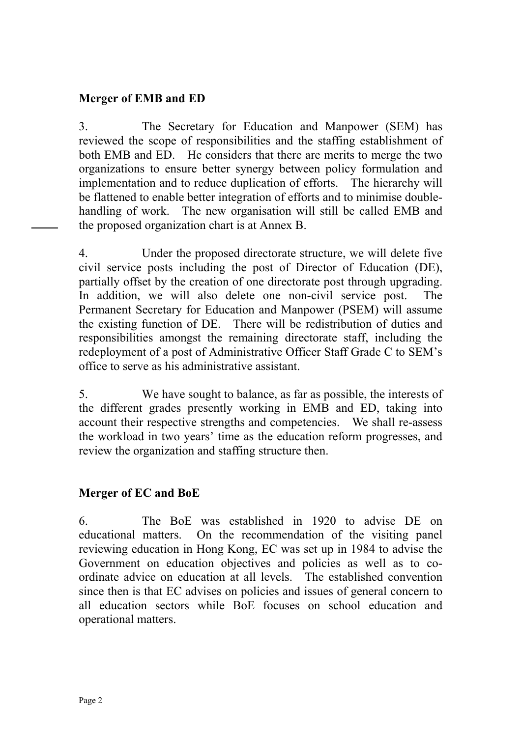**Merger of EMB and ED**

3. The Secretary for Education and Manpower (SEM) has reviewed the scope of responsibilities and the staffing establishment of both EMB and ED. He considers that there are merits to merge the two organizations to ensure better synergy between policy formulation and implementation and to reduce duplication of efforts. The hierarchy will be flattened to enable better integration of efforts and to minimise double-handling of work. The new organisation will still be called EMB and the proposed organization chart is at Annex B.

4. Under the proposed directorate structure, we will delete five civil service posts including the post of Director of Education (DE), partially offset by the creation of one directorate post through upgrading. In addition, we will also delete one non-civil service post. The Permanent Secretary for Education and Manpower (PSEM) will assume the existing function of DE. There will be redistribution of duties and responsibilities amongst the remaining directorate staff, including the redeployment of a post of Administrative Officer Staff Grade C to SEM's office to serve as his administrative assistant.

5. We have sought to balance, as far as possible, the interests of the different grades presently working in EMB and ED, taking into account their respective strengths and competencies. We shall re-assess the workload in two years' time as the education reform progresses, and review the organization and staffing structure then.

**Merger of EC and BoE**

6. The BoE was established in 1920 to advise DE on educational matters. On the recommendation of the visiting panel reviewing education in Hong Kong, EC was set up in 1984 to advise the Government on education objectives and policies as well as to co-ordinate advice on education at all levels. The established convention since then is that EC advises on policies and issues of general concern to all education sectors while BoE focuses on school education and operational matters.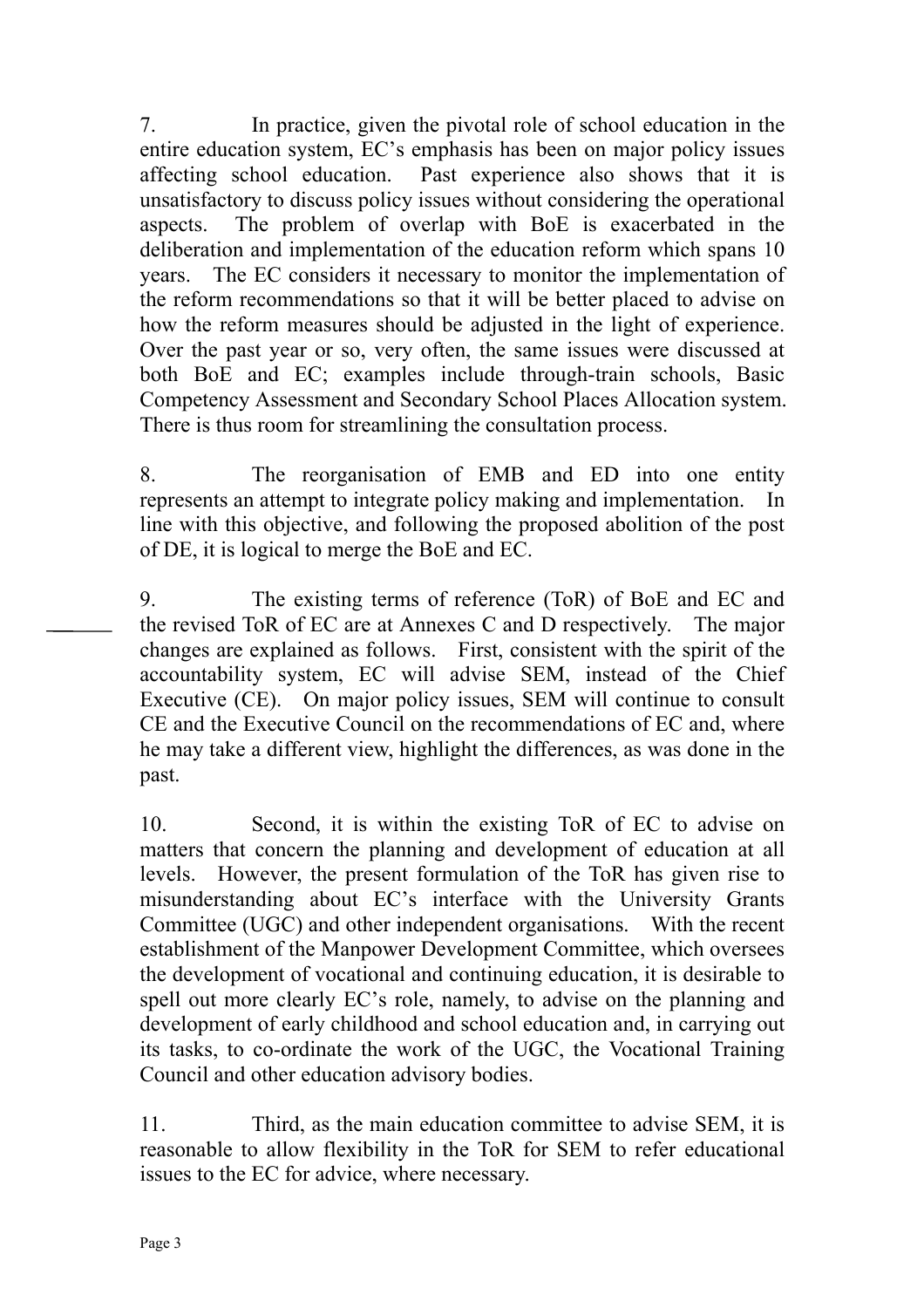7. In practice, given the pivotal role of school education in the entire education system, EC's emphasis has been on major policy issues affecting school education. Past experience also shows that it is unsatisfactory to discuss policy issues without considering the operational aspects. The problem of overlap with BoE is exacerbated in the deliberation and implementation of the education reform which spans 10 years. The EC considers it necessary to monitor the implementation of the reform recommendations so that it will be better placed to advise on how the reform measures should be adjusted in the light of experience. Over the past year or so, very often, the same issues were discussed at both BoE and EC; examples include through-train schools, Basic Competency Assessment and Secondary School Places Allocation system. There is thus room for streamlining the consultation process.

8. The reorganisation of EMB and ED into one entity represents an attempt to integrate policy making and implementation. In line with this objective, and following the proposed abolition of the post of DE, it is logical to merge the BoE and EC.

9. The existing terms of reference (ToR) of BoE and EC and the revised ToR of EC are at Annexes C and D respectively. The major changes are explained as follows. First, consistent with the spirit of the accountability system, EC will advise SEM, instead of the Chief Executive (CE). On major policy issues, SEM will continue to consult CE and the Executive Council on the recommendations of EC and, where he may take a different view, highlight the differences, as was done in the past.

10. Second, it is within the existing ToR of EC to advise on matters that concern the planning and development of education at all levels. However, the present formulation of the ToR has given rise to misunderstanding about EC's interface with the University Grants Committee (UGC) and other independent organisations. With the recent establishment of the Manpower Development Committee, which oversees the development of vocational and continuing education, it is desirable to spell out more clearly EC's role, namely, to advise on the planning and development of early childhood and school education and, in carrying out its tasks, to co-ordinate the work of the UGC, the Vocational Training Council and other education advisory bodies.

11. Third, as the main education committee to advise SEM, it is reasonable to allow flexibility in the ToR for SEM to refer educational issues to the EC for advice, where necessary.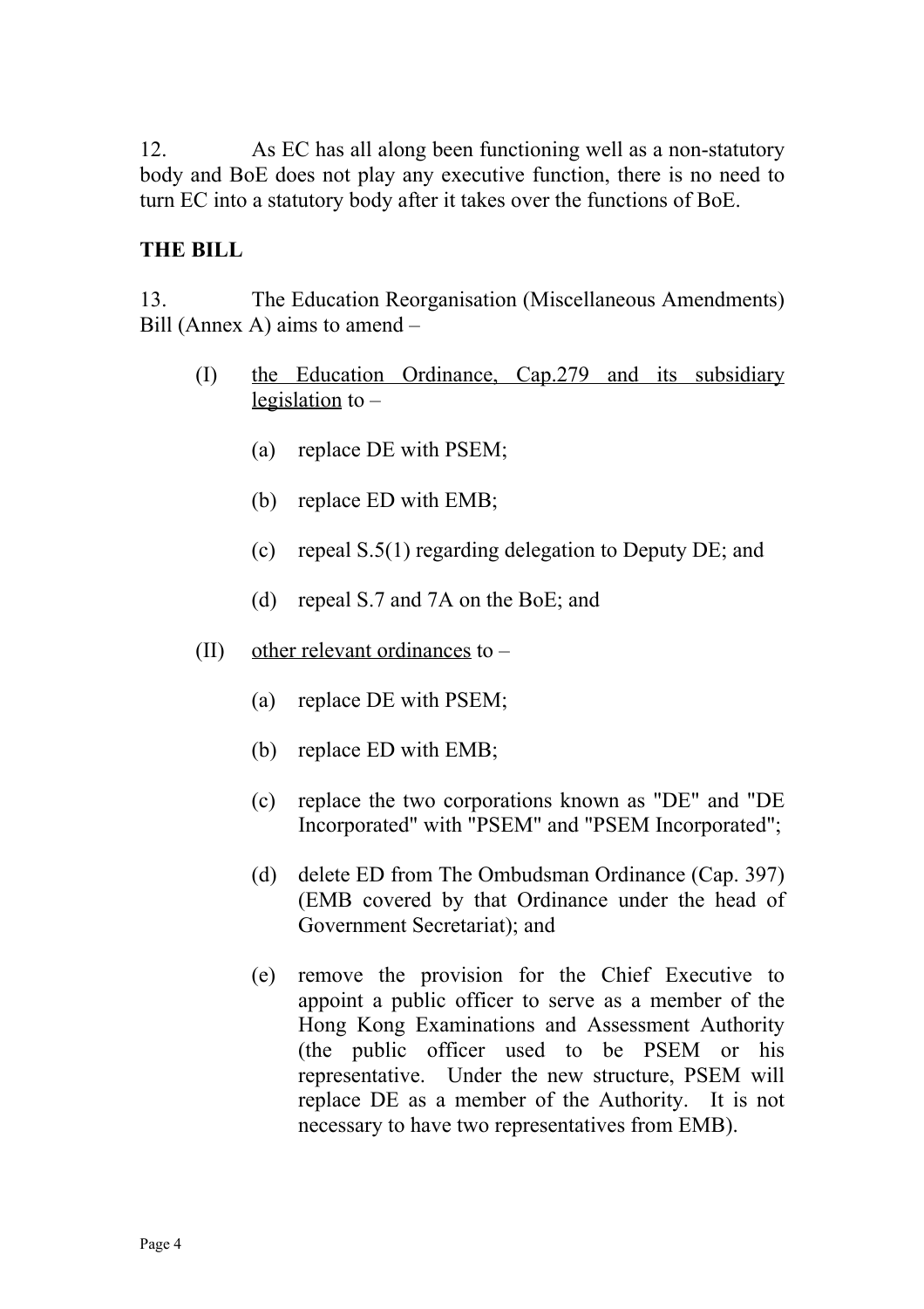12. As EC has all along been functioning well as a non-statutory body and BoE does not play any executive function, there is no need to turn EC into a statutory body after it takes over the functions of BoE.

**THE BILL**

13. The Education Reorganisation (Miscellaneous Amendments) Bill (Annex A) aims to amend –

(I) <u>the Education Ordinance, Cap.279 and its subsidiary legislation</u> to –

- (a) replace DE with PSEM;
- (b) replace ED with EMB;
- (c) repeal S.5(1) regarding delegation to Deputy DE; and
- (d) repeal S.7 and 7A on the BoE; and

(II) <u>other relevant ordinances</u> to –

- (a) replace DE with PSEM;
- (b) replace ED with EMB;
- (c) replace the two corporations known as "DE" and "DE Incorporated" with "PSEM" and "PSEM Incorporated";
- (d) delete ED from The Ombudsman Ordinance (Cap. 397) (EMB covered by that Ordinance under the head of Government Secretariat); and
- (e) remove the provision for the Chief Executive to appoint a public officer to serve as a member of the Hong Kong Examinations and Assessment Authority (the public officer used to be PSEM or his representative. Under the new structure, PSEM will replace DE as a member of the Authority. It is not necessary to have two representatives from EMB).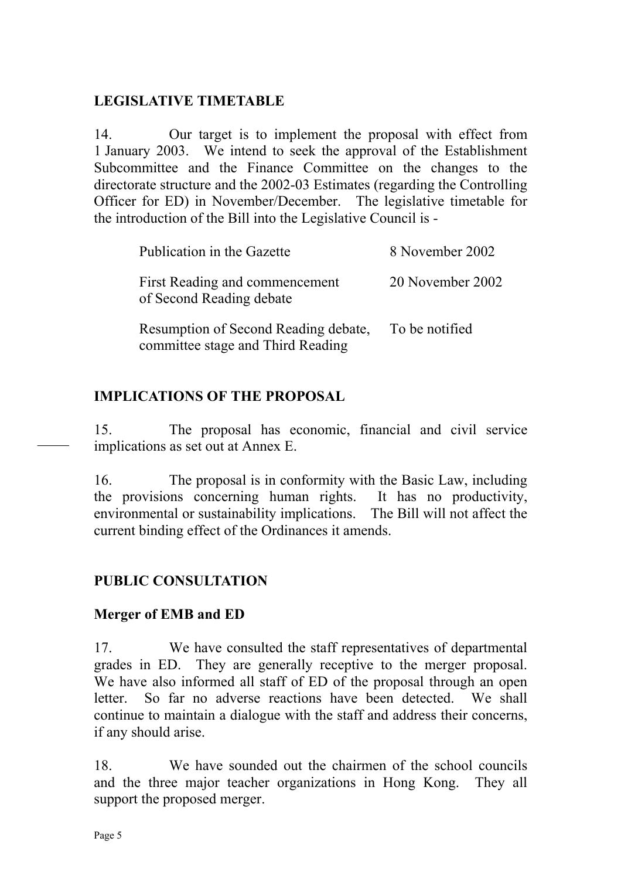## LEGISLATIVE TIMETABLE

14. Our target is to implement the proposal with effect from 1 January 2003. We intend to seek the approval of the Establishment Subcommittee and the Finance Committee on the changes to the directorate structure and the 2002-03 Estimates (regarding the Controlling Officer for ED) in November/December. The legislative timetable for the introduction of the Bill into the Legislative Council is -

| | |
|---|---|
| Publication in the Gazette | 8 November 2002 |
| First Reading and commencement of Second Reading debate | 20 November 2002 |
| Resumption of Second Reading debate, committee stage and Third Reading | To be notified |

## IMPLICATIONS OF THE PROPOSAL

15. The proposal has economic, financial and civil service implications as set out at Annex E.

16. The proposal is in conformity with the Basic Law, including the provisions concerning human rights. It has no productivity, environmental or sustainability implications. The Bill will not affect the current binding effect of the Ordinances it amends.

## PUBLIC CONSULTATION

### Merger of EMB and ED

17. We have consulted the staff representatives of departmental grades in ED. They are generally receptive to the merger proposal. We have also informed all staff of ED of the proposal through an open letter. So far no adverse reactions have been detected. We shall continue to maintain a dialogue with the staff and address their concerns, if any should arise.

18. We have sounded out the chairmen of the school councils and the three major teacher organizations in Hong Kong. They all support the proposed merger.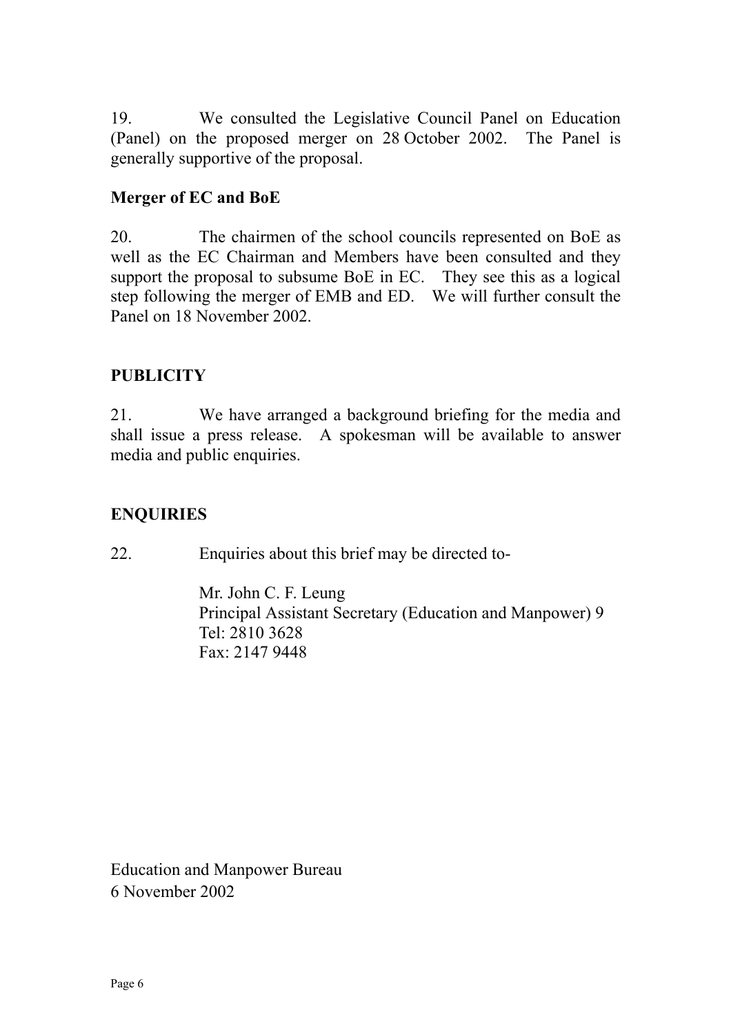19. We consulted the Legislative Council Panel on Education (Panel) on the proposed merger on 28 October 2002. The Panel is generally supportive of the proposal.

**Merger of EC and BoE**

20. The chairmen of the school councils represented on BoE as well as the EC Chairman and Members have been consulted and they support the proposal to subsume BoE in EC. They see this as a logical step following the merger of EMB and ED. We will further consult the Panel on 18 November 2002.

## PUBLICITY

21. We have arranged a background briefing for the media and shall issue a press release. A spokesman will be available to answer media and public enquiries.

## ENQUIRIES

22. Enquiries about this brief may be directed to-

Mr. John C. F. Leung
Principal Assistant Secretary (Education and Manpower) 9
Tel: 2810 3628
Fax: 2147 9448

Education and Manpower Bureau
6 November 2002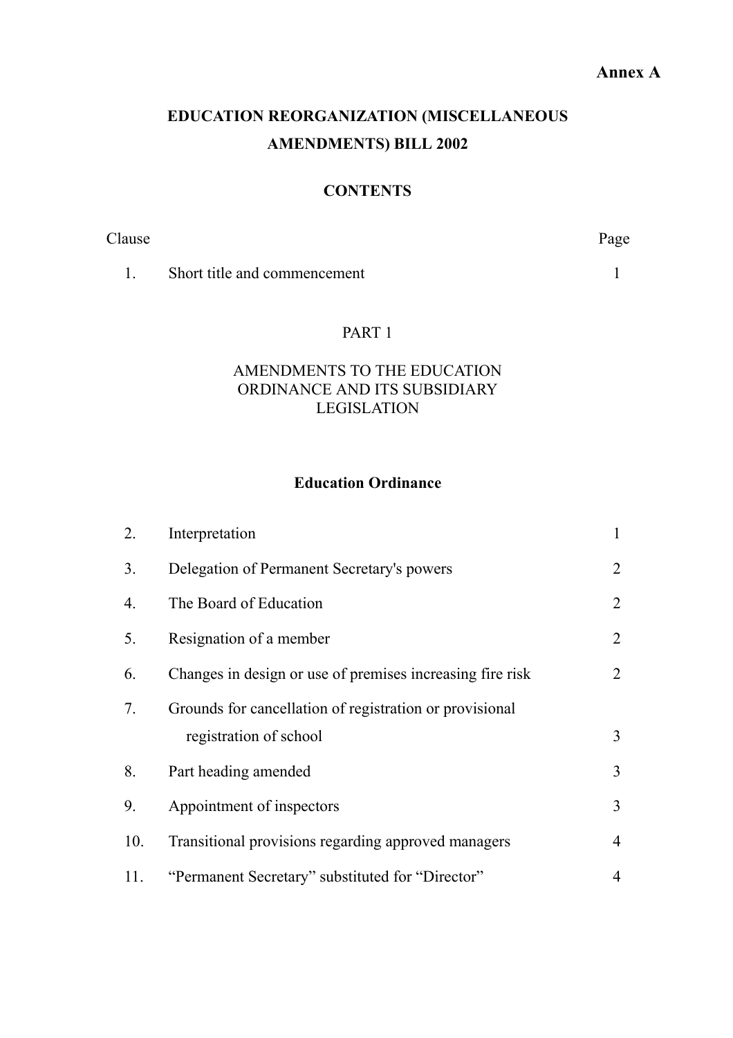**Annex A**

# EDUCATION REORGANIZATION (MISCELLANEOUS AMENDMENTS) BILL 2002

## CONTENTS

| Clause | | Page |
|---|---|---|
| 1. | Short title and commencement | 1 |

PART 1

AMENDMENTS TO THE EDUCATION ORDINANCE AND ITS SUBSIDIARY LEGISLATION

### Education Ordinance

| Clause | | Page |
|---|---|---|
| 2. | Interpretation | 1 |
| 3. | Delegation of Permanent Secretary's powers | 2 |
| 4. | The Board of Education | 2 |
| 5. | Resignation of a member | 2 |
| 6. | Changes in design or use of premises increasing fire risk | 2 |
| 7. | Grounds for cancellation of registration or provisional registration of school | 3 |
| 8. | Part heading amended | 3 |
| 9. | Appointment of inspectors | 3 |
| 10. | Transitional provisions regarding approved managers | 4 |
| 11. | "Permanent Secretary" substituted for "Director" | 4 |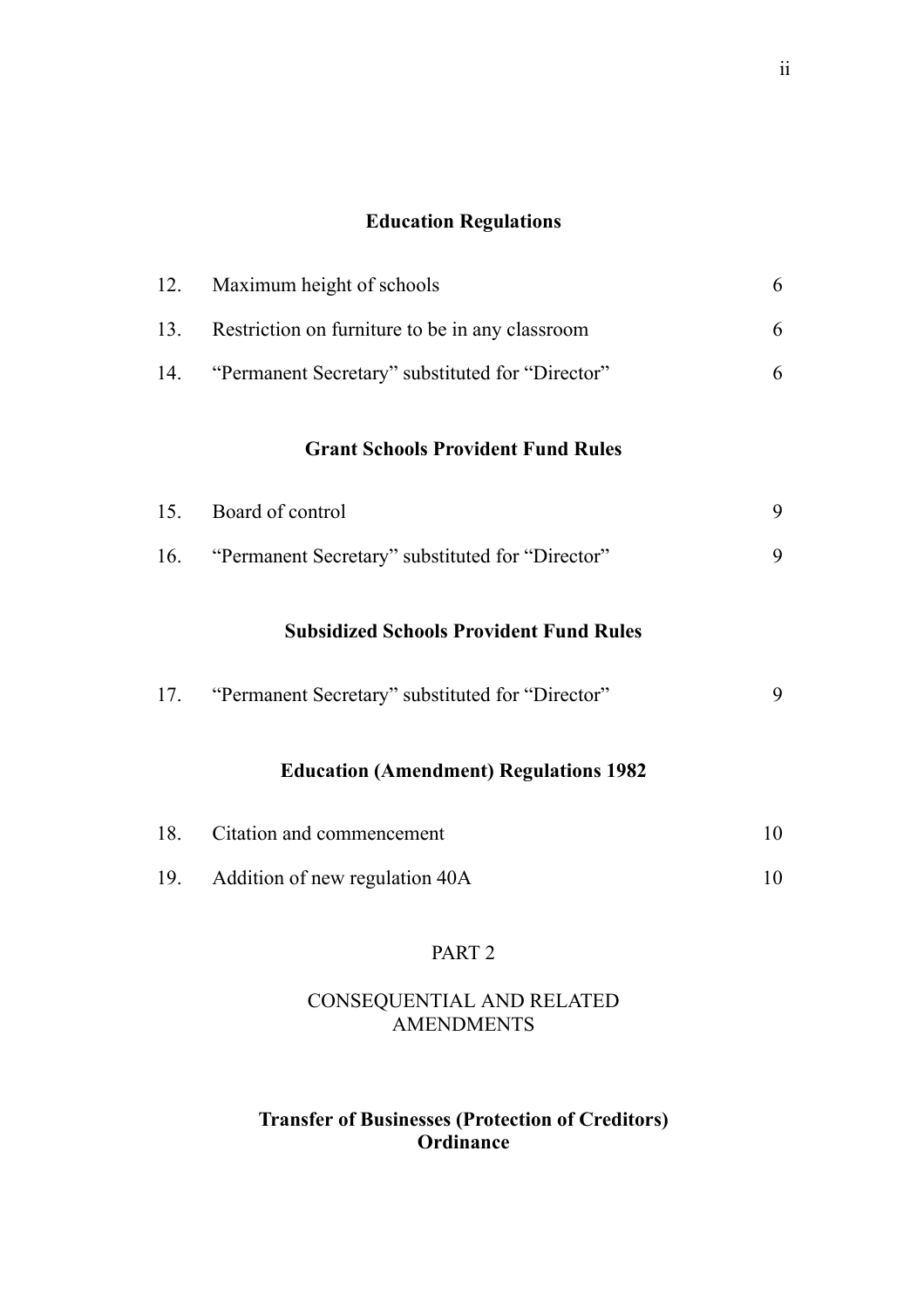**Education Regulations**

| | | |
|---|---|---|
| 12. | Maximum height of schools | 6 |
| 13. | Restriction on furniture to be in any classroom | 6 |
| 14. | "Permanent Secretary" substituted for "Director" | 6 |

**Grant Schools Provident Fund Rules**

| | | |
|---|---|---|
| 15. | Board of control | 9 |
| 16. | "Permanent Secretary" substituted for "Director" | 9 |

**Subsidized Schools Provident Fund Rules**

| | | |
|---|---|---|
| 17. | "Permanent Secretary" substituted for "Director" | 9 |

**Education (Amendment) Regulations 1982**

| | | |
|---|---|---|
| 18. | Citation and commencement | 10 |
| 19. | Addition of new regulation 40A | 10 |

PART 2

CONSEQUENTIAL AND RELATED AMENDMENTS

**Transfer of Businesses (Protection of Creditors) Ordinance**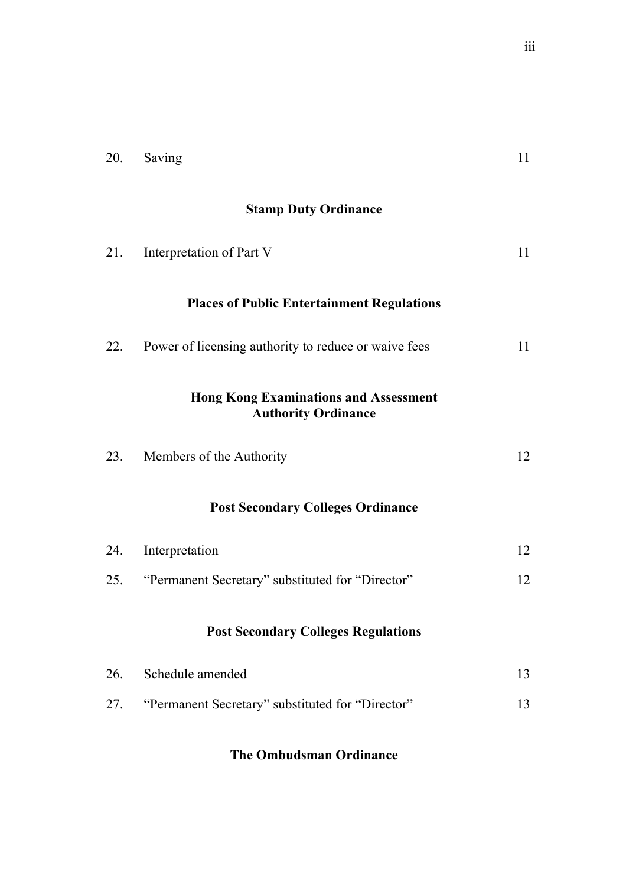| | | |
|---|---|---|
| 20. | Saving | 11 |

**Stamp Duty Ordinance**

| | | |
|---|---|---|
| 21. | Interpretation of Part V | 11 |

**Places of Public Entertainment Regulations**

| | | |
|---|---|---|
| 22. | Power of licensing authority to reduce or waive fees | 11 |

**Hong Kong Examinations and Assessment Authority Ordinance**

| | | |
|---|---|---|
| 23. | Members of the Authority | 12 |

**Post Secondary Colleges Ordinance**

| | | |
|---|---|---|
| 24. | Interpretation | 12 |
| 25. | "Permanent Secretary" substituted for "Director" | 12 |

**Post Secondary Colleges Regulations**

| | | |
|---|---|---|
| 26. | Schedule amended | 13 |
| 27. | "Permanent Secretary" substituted for "Director" | 13 |

**The Ombudsman Ordinance**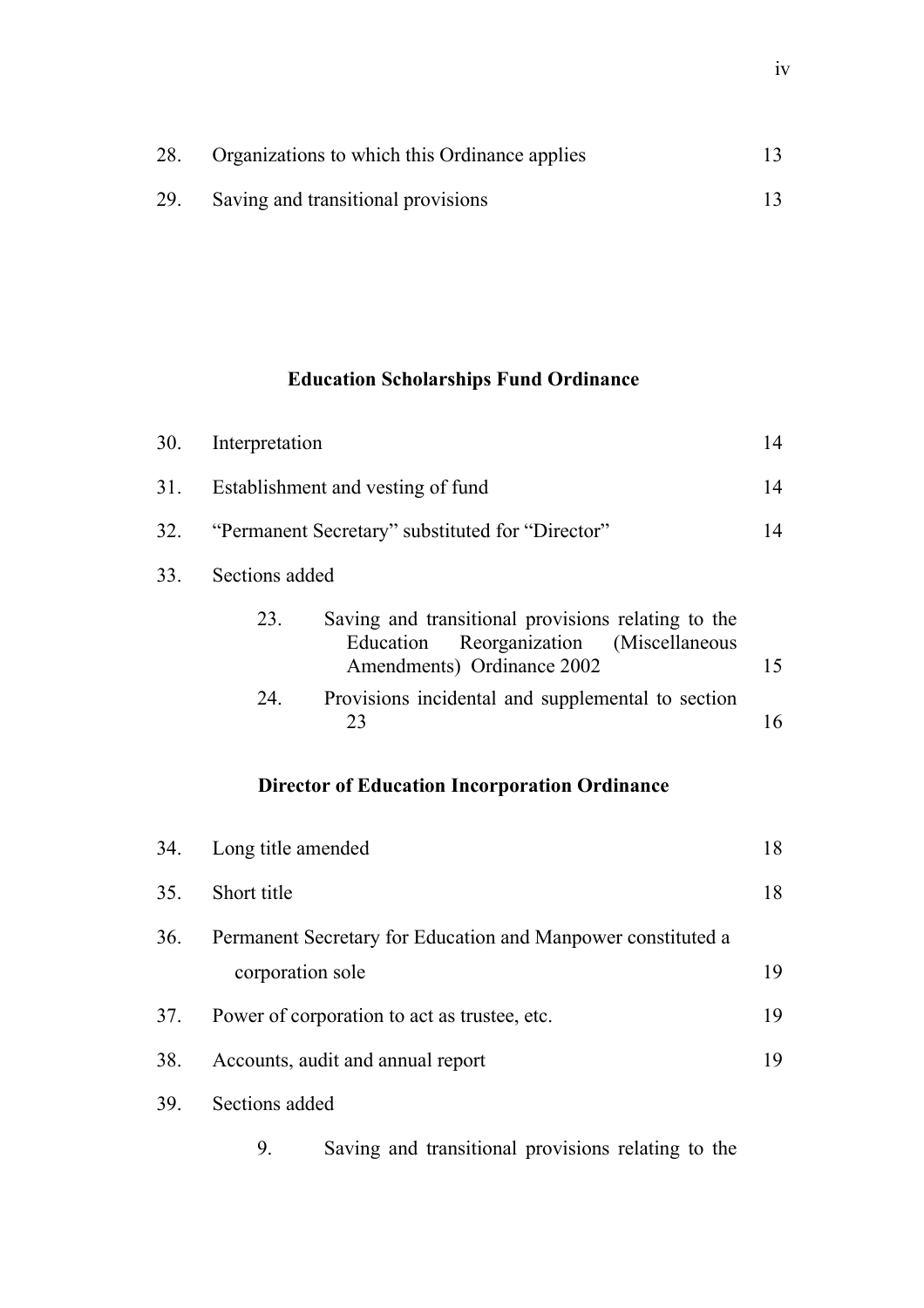| | | |
|---|---|---|
| 28. | Organizations to which this Ordinance applies | 13 |
| 29. | Saving and transitional provisions | 13 |

**Education Scholarships Fund Ordinance**

| | | |
|---|---|---|
| 30. | Interpretation | 14 |
| 31. | Establishment and vesting of fund | 14 |
| 32. | "Permanent Secretary" substituted for "Director" | 14 |
| 33. | Sections added | |
| | 23. Saving and transitional provisions relating to the Education Reorganization (Miscellaneous Amendments) Ordinance 2002 | 15 |
| | 24. Provisions incidental and supplemental to section 23 | 16 |

**Director of Education Incorporation Ordinance**

| | | |
|---|---|---|
| 34. | Long title amended | 18 |
| 35. | Short title | 18 |
| 36. | Permanent Secretary for Education and Manpower constituted a corporation sole | 19 |
| 37. | Power of corporation to act as trustee, etc. | 19 |
| 38. | Accounts, audit and annual report | 19 |
| 39. | Sections added | |
| | 9. Saving and transitional provisions relating to the | |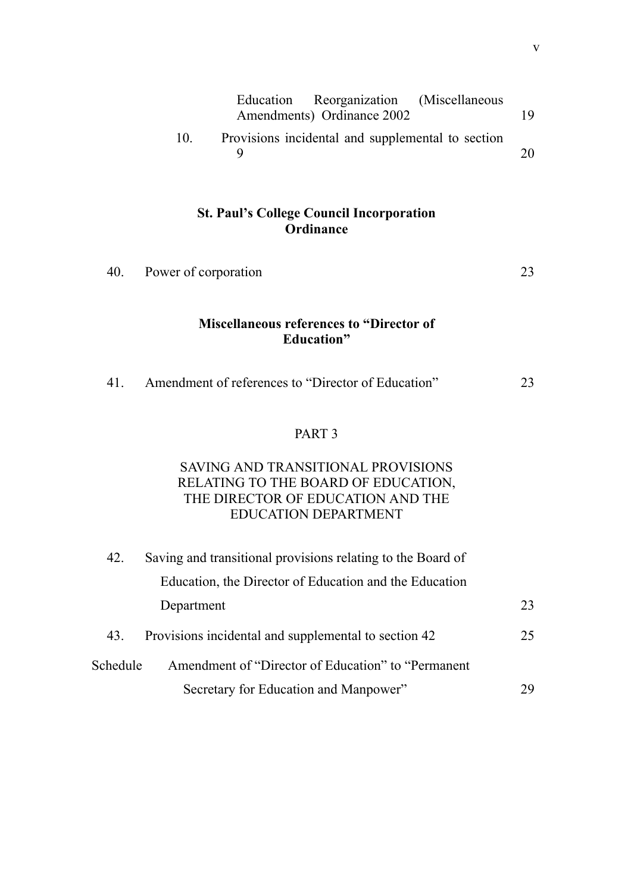| | | |
|---|---|---|
| | Education Reorganization (Miscellaneous Amendments) Ordinance 2002 | 19 |
| 10. | Provisions incidental and supplemental to section 9 | 20 |

**St. Paul's College Council Incorporation Ordinance**

| | | |
|---|---|---|
| 40. | Power of corporation | 23 |

**Miscellaneous references to "Director of Education"**

| | | |
|---|---|---|
| 41. | Amendment of references to "Director of Education" | 23 |

PART 3

SAVING AND TRANSITIONAL PROVISIONS RELATING TO THE BOARD OF EDUCATION, THE DIRECTOR OF EDUCATION AND THE EDUCATION DEPARTMENT

| | | |
|---|---|---|
| 42. | Saving and transitional provisions relating to the Board of Education, the Director of Education and the Education Department | 23 |
| 43. | Provisions incidental and supplemental to section 42 | 25 |
| Schedule | Amendment of "Director of Education" to "Permanent Secretary for Education and Manpower" | 29 |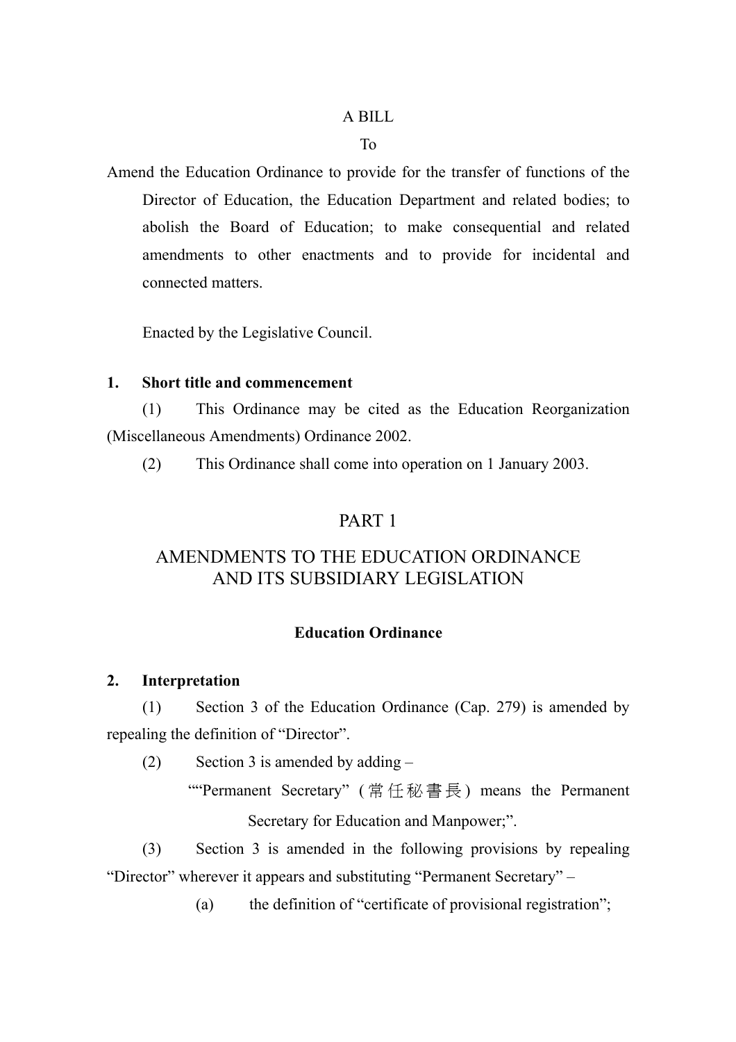A BILL

To

Amend the Education Ordinance to provide for the transfer of functions of the Director of Education, the Education Department and related bodies; to abolish the Board of Education; to make consequential and related amendments to other enactments and to provide for incidental and connected matters.

Enacted by the Legislative Council.

**1. Short title and commencement**

(1) This Ordinance may be cited as the Education Reorganization (Miscellaneous Amendments) Ordinance 2002.

(2) This Ordinance shall come into operation on 1 January 2003.

# PART 1

# AMENDMENTS TO THE EDUCATION ORDINANCE AND ITS SUBSIDIARY LEGISLATION

### Education Ordinance

**2. Interpretation**

(1) Section 3 of the Education Ordinance (Cap. 279) is amended by repealing the definition of "Director".

(2) Section 3 is amended by adding –

""Permanent Secretary" (常任秘書長) means the Permanent Secretary for Education and Manpower;".

(3) Section 3 is amended in the following provisions by repealing "Director" wherever it appears and substituting "Permanent Secretary" –

(a) the definition of "certificate of provisional registration";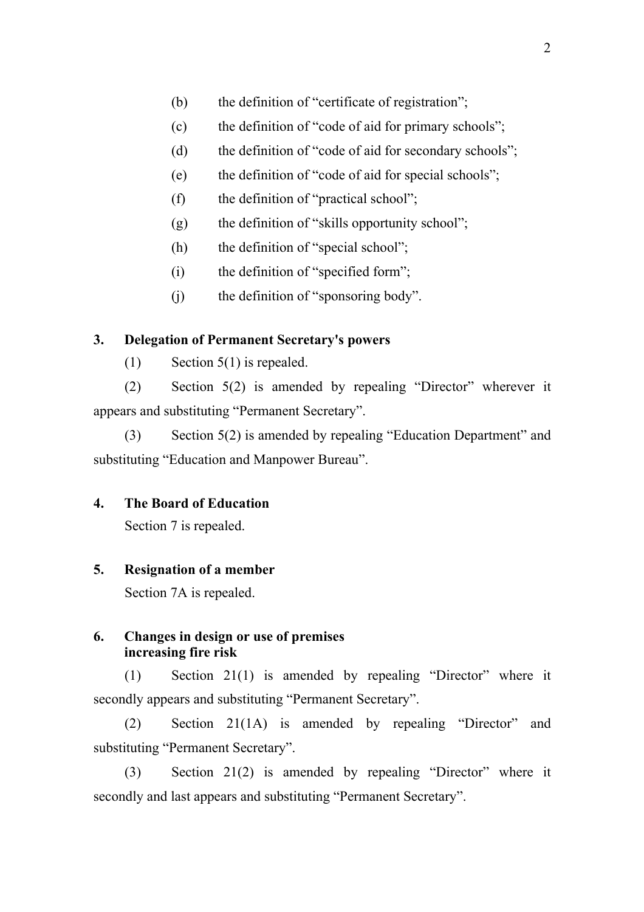(b) the definition of “certificate of registration”;

(c) the definition of “code of aid for primary schools”;

(d) the definition of “code of aid for secondary schools”;

(e) the definition of “code of aid for special schools”;

(f) the definition of “practical school”;

(g) the definition of “skills opportunity school”;

(h) the definition of “special school”;

(i) the definition of “specified form”;

(j) the definition of “sponsoring body”.

**3. Delegation of Permanent Secretary's powers**

(1) Section 5(1) is repealed.

(2) Section 5(2) is amended by repealing “Director” wherever it appears and substituting “Permanent Secretary”.

(3) Section 5(2) is amended by repealing “Education Department” and substituting “Education and Manpower Bureau”.

**4. The Board of Education**

Section 7 is repealed.

**5. Resignation of a member**

Section 7A is repealed.

**6. Changes in design or use of premises increasing fire risk**

(1) Section 21(1) is amended by repealing “Director” where it secondly appears and substituting “Permanent Secretary”.

(2) Section 21(1A) is amended by repealing “Director” and substituting “Permanent Secretary”.

(3) Section 21(2) is amended by repealing “Director” where it secondly and last appears and substituting “Permanent Secretary”.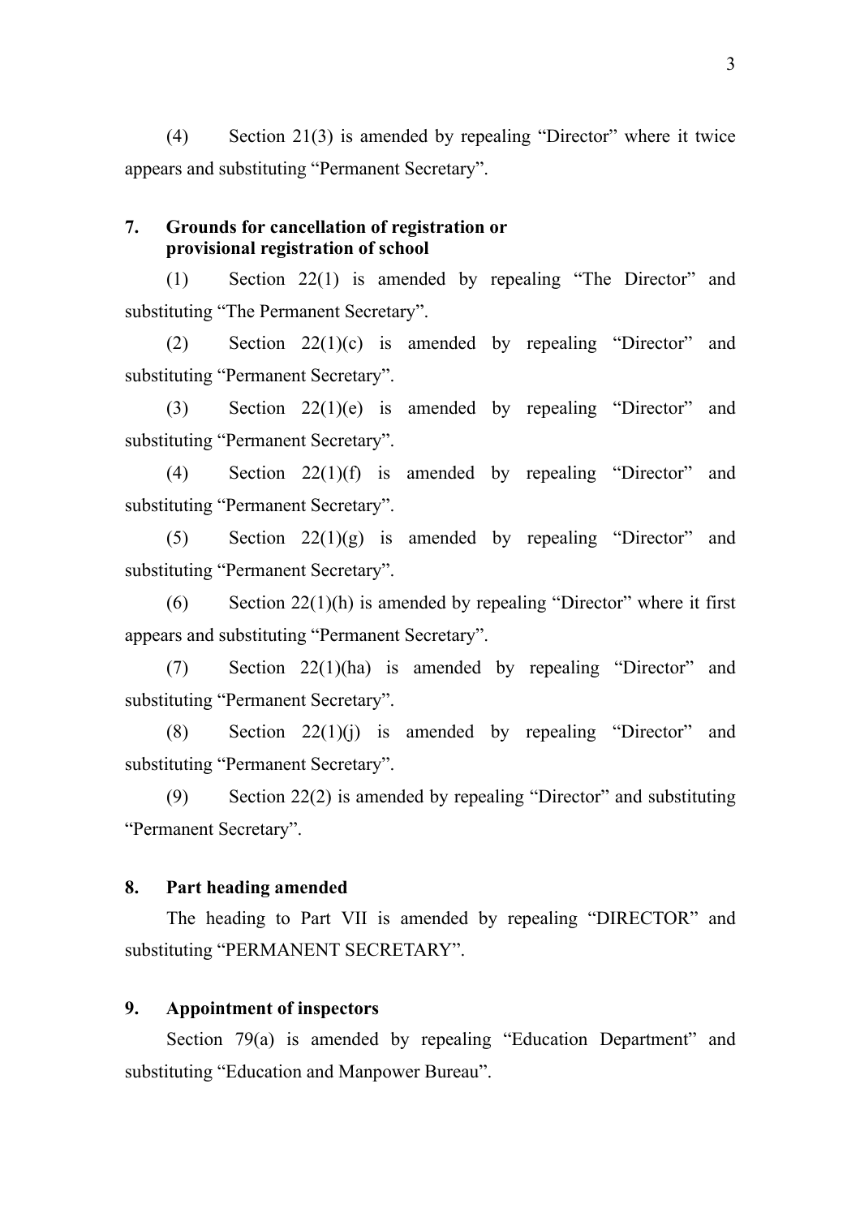(4) Section 21(3) is amended by repealing "Director" where it twice appears and substituting "Permanent Secretary".

**7. Grounds for cancellation of registration or provisional registration of school**

(1) Section 22(1) is amended by repealing "The Director" and substituting "The Permanent Secretary".

(2) Section 22(1)(c) is amended by repealing "Director" and substituting "Permanent Secretary".

(3) Section 22(1)(e) is amended by repealing "Director" and substituting "Permanent Secretary".

(4) Section 22(1)(f) is amended by repealing "Director" and substituting "Permanent Secretary".

(5) Section 22(1)(g) is amended by repealing "Director" and substituting "Permanent Secretary".

(6) Section 22(1)(h) is amended by repealing "Director" where it first appears and substituting "Permanent Secretary".

(7) Section 22(1)(ha) is amended by repealing "Director" and substituting "Permanent Secretary".

(8) Section 22(1)(j) is amended by repealing "Director" and substituting "Permanent Secretary".

(9) Section 22(2) is amended by repealing "Director" and substituting "Permanent Secretary".

**8. Part heading amended**

The heading to Part VII is amended by repealing "DIRECTOR" and substituting "PERMANENT SECRETARY".

**9. Appointment of inspectors**

Section 79(a) is amended by repealing "Education Department" and substituting "Education and Manpower Bureau".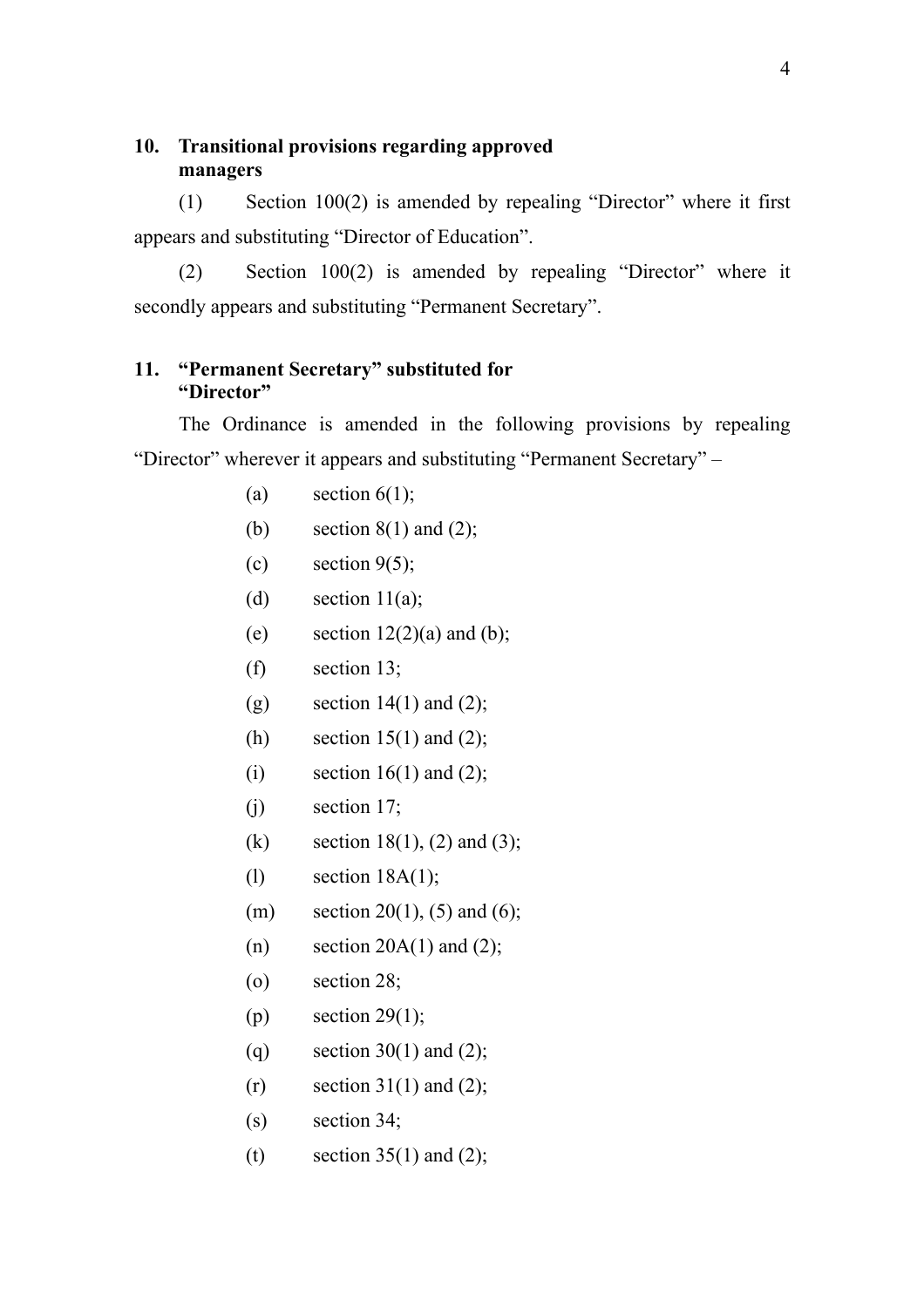### 10. Transitional provisions regarding approved managers

(1) Section 100(2) is amended by repealing "Director" where it first appears and substituting "Director of Education".

(2) Section 100(2) is amended by repealing "Director" where it secondly appears and substituting "Permanent Secretary".

### 11. "Permanent Secretary" substituted for "Director"

The Ordinance is amended in the following provisions by repealing "Director" wherever it appears and substituting "Permanent Secretary" –

(a) section 6(1);

(b) section 8(1) and (2);

(c) section 9(5);

(d) section 11(a);

(e) section 12(2)(a) and (b);

(f) section 13;

(g) section 14(1) and (2);

(h) section 15(1) and (2);

(i) section 16(1) and (2);

(j) section 17;

(k) section 18(1), (2) and (3);

(l) section 18A(1);

(m) section 20(1), (5) and (6);

(n) section 20A(1) and (2);

(o) section 28;

(p) section 29(1);

(q) section 30(1) and (2);

(r) section 31(1) and (2);

(s) section 34;

(t) section 35(1) and (2);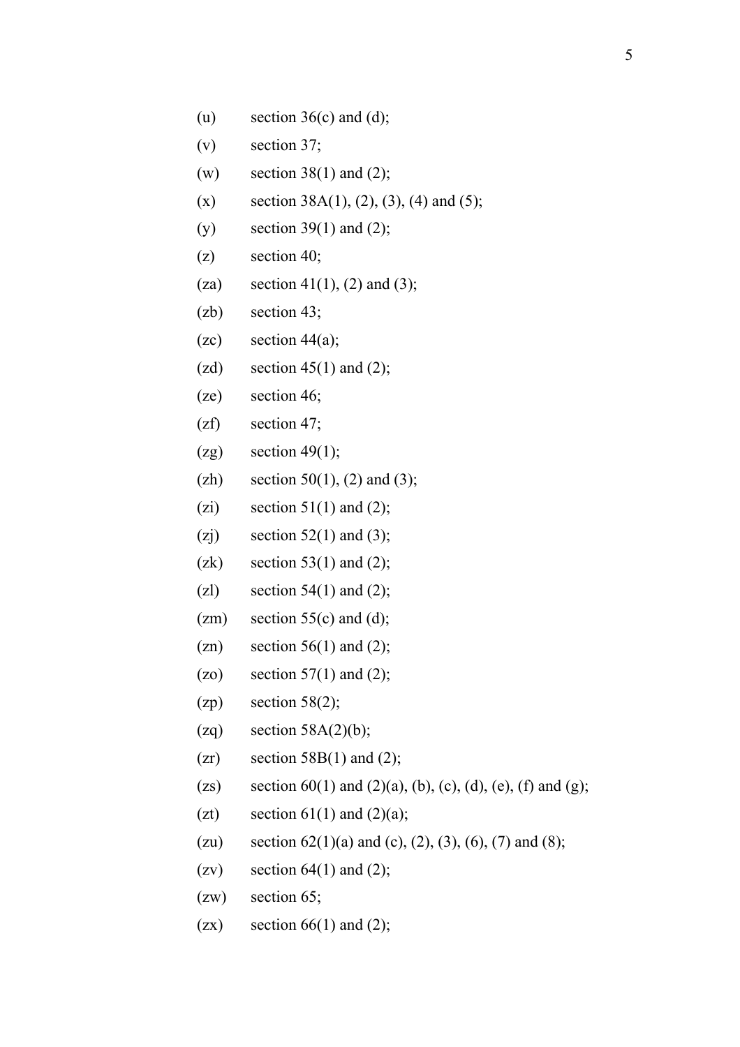(u) section 36(c) and (d);

(v) section 37;

(w) section 38(1) and (2);

(x) section 38A(1), (2), (3), (4) and (5);

(y) section 39(1) and (2);

(z) section 40;

(za) section 41(1), (2) and (3);

(zb) section 43;

(zc) section 44(a);

(zd) section 45(1) and (2);

(ze) section 46;

(zf) section 47;

(zg) section 49(1);

(zh) section 50(1), (2) and (3);

(zi) section 51(1) and (2);

(zj) section 52(1) and (3);

(zk) section 53(1) and (2);

(zl) section 54(1) and (2);

(zm) section 55(c) and (d);

(zn) section 56(1) and (2);

(zo) section 57(1) and (2);

(zp) section 58(2);

(zq) section 58A(2)(b);

(zr) section 58B(1) and (2);

(zs) section 60(1) and (2)(a), (b), (c), (d), (e), (f) and (g);

(zt) section 61(1) and (2)(a);

(zu) section 62(1)(a) and (c), (2), (3), (6), (7) and (8);

(zv) section 64(1) and (2);

(zw) section 65;

(zx) section 66(1) and (2);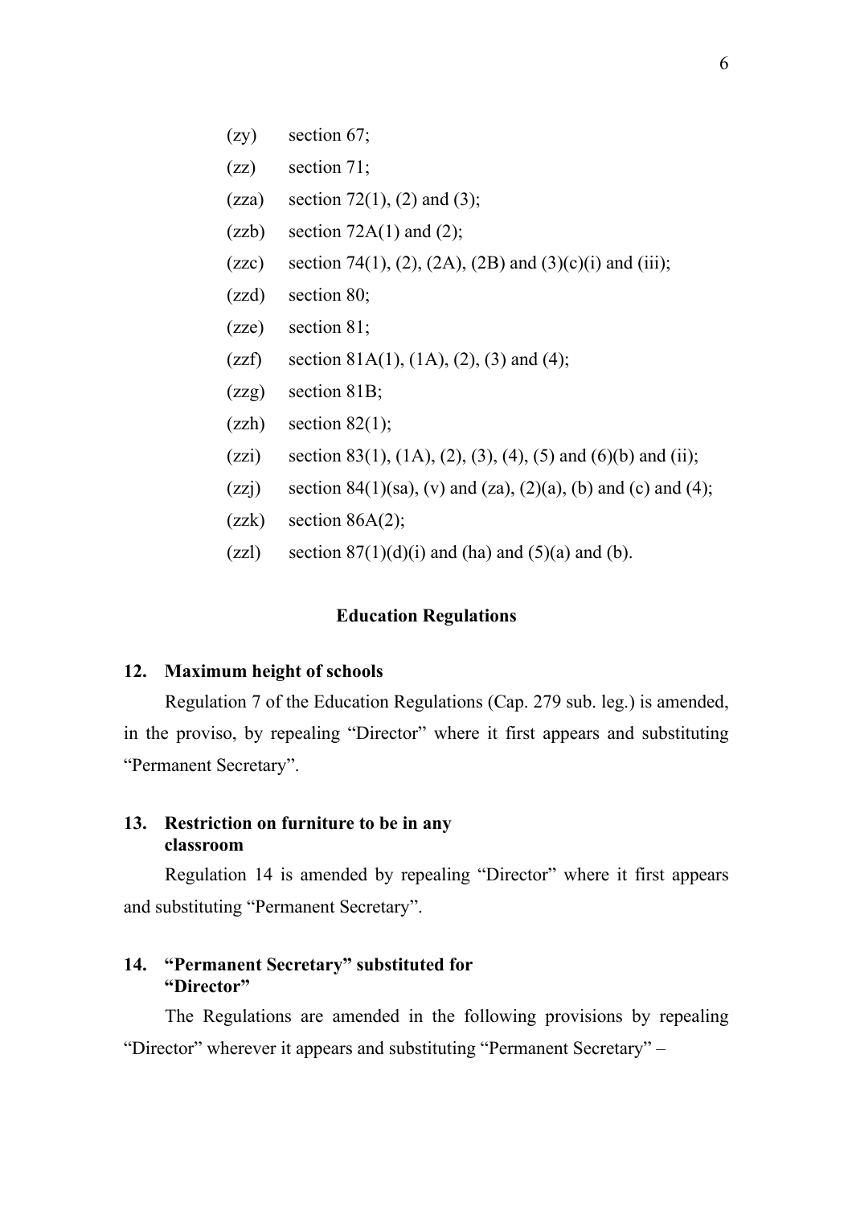(zy) section 67;

(zz) section 71;

(zza) section 72(1), (2) and (3);

(zzb) section 72A(1) and (2);

(zzc) section 74(1), (2), (2A), (2B) and (3)(c)(i) and (iii);

(zzd) section 80;

(zze) section 81;

(zzf) section 81A(1), (1A), (2), (3) and (4);

(zzg) section 81B;

(zzh) section 82(1);

(zzi) section 83(1), (1A), (2), (3), (4), (5) and (6)(b) and (ii);

(zzj) section 84(1)(sa), (v) and (za), (2)(a), (b) and (c) and (4);

(zzk) section 86A(2);

(zzl) section 87(1)(d)(i) and (ha) and (5)(a) and (b).

## Education Regulations

### 12. Maximum height of schools

Regulation 7 of the Education Regulations (Cap. 279 sub. leg.) is amended, in the proviso, by repealing "Director" where it first appears and substituting "Permanent Secretary".

### 13. Restriction on furniture to be in any classroom

Regulation 14 is amended by repealing "Director" where it first appears and substituting "Permanent Secretary".

### 14. "Permanent Secretary" substituted for "Director"

The Regulations are amended in the following provisions by repealing "Director" wherever it appears and substituting "Permanent Secretary" –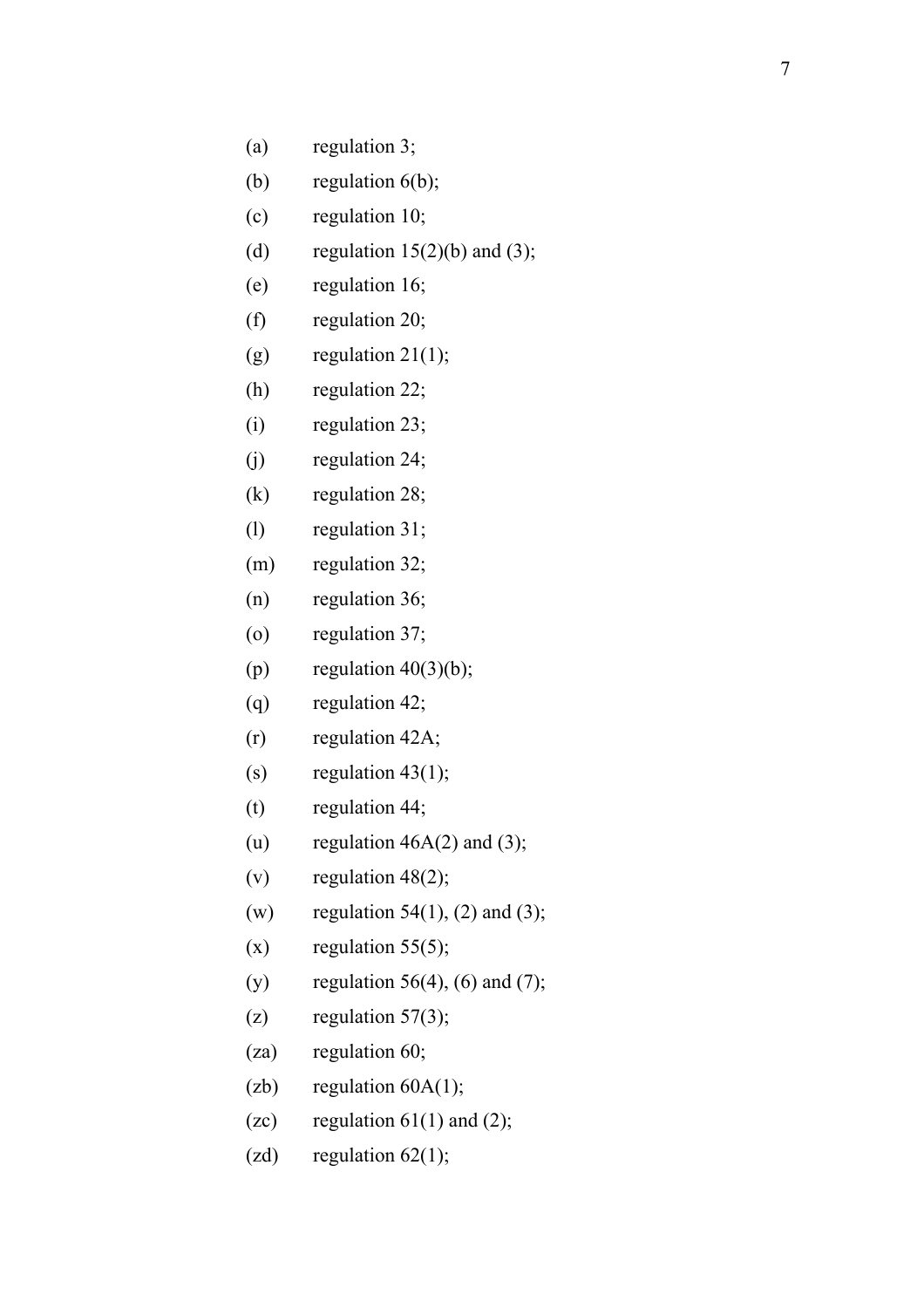(a) regulation 3;

(b) regulation 6(b);

(c) regulation 10;

(d) regulation 15(2)(b) and (3);

(e) regulation 16;

(f) regulation 20;

(g) regulation 21(1);

(h) regulation 22;

(i) regulation 23;

(j) regulation 24;

(k) regulation 28;

(l) regulation 31;

(m) regulation 32;

(n) regulation 36;

(o) regulation 37;

(p) regulation 40(3)(b);

(q) regulation 42;

(r) regulation 42A;

(s) regulation 43(1);

(t) regulation 44;

(u) regulation 46A(2) and (3);

(v) regulation 48(2);

(w) regulation 54(1), (2) and (3);

(x) regulation 55(5);

(y) regulation 56(4), (6) and (7);

(z) regulation 57(3);

(za) regulation 60;

(zb) regulation 60A(1);

(zc) regulation 61(1) and (2);

(zd) regulation 62(1);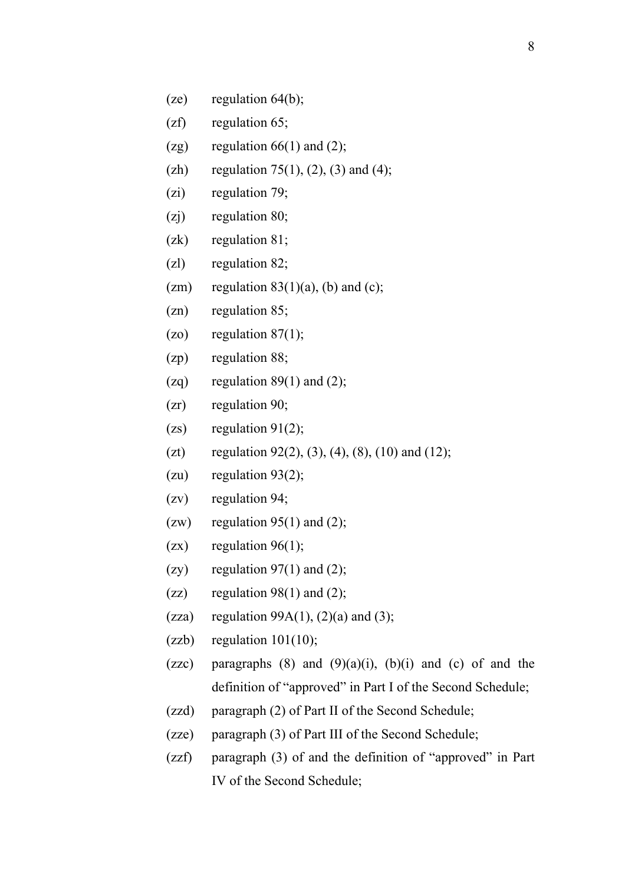(ze) regulation 64(b);

(zf) regulation 65;

(zg) regulation 66(1) and (2);

(zh) regulation 75(1), (2), (3) and (4);

(zi) regulation 79;

(zj) regulation 80;

(zk) regulation 81;

(zl) regulation 82;

(zm) regulation 83(1)(a), (b) and (c);

(zn) regulation 85;

(zo) regulation 87(1);

(zp) regulation 88;

(zq) regulation 89(1) and (2);

(zr) regulation 90;

(zs) regulation 91(2);

(zt) regulation 92(2), (3), (4), (8), (10) and (12);

(zu) regulation 93(2);

(zv) regulation 94;

(zw) regulation 95(1) and (2);

(zx) regulation 96(1);

(zy) regulation 97(1) and (2);

(zz) regulation 98(1) and (2);

(zza) regulation 99A(1), (2)(a) and (3);

(zzb) regulation 101(10);

(zzc) paragraphs (8) and (9)(a)(i), (b)(i) and (c) of and the definition of "approved" in Part I of the Second Schedule;

(zzd) paragraph (2) of Part II of the Second Schedule;

(zze) paragraph (3) of Part III of the Second Schedule;

(zzf) paragraph (3) of and the definition of "approved" in Part IV of the Second Schedule;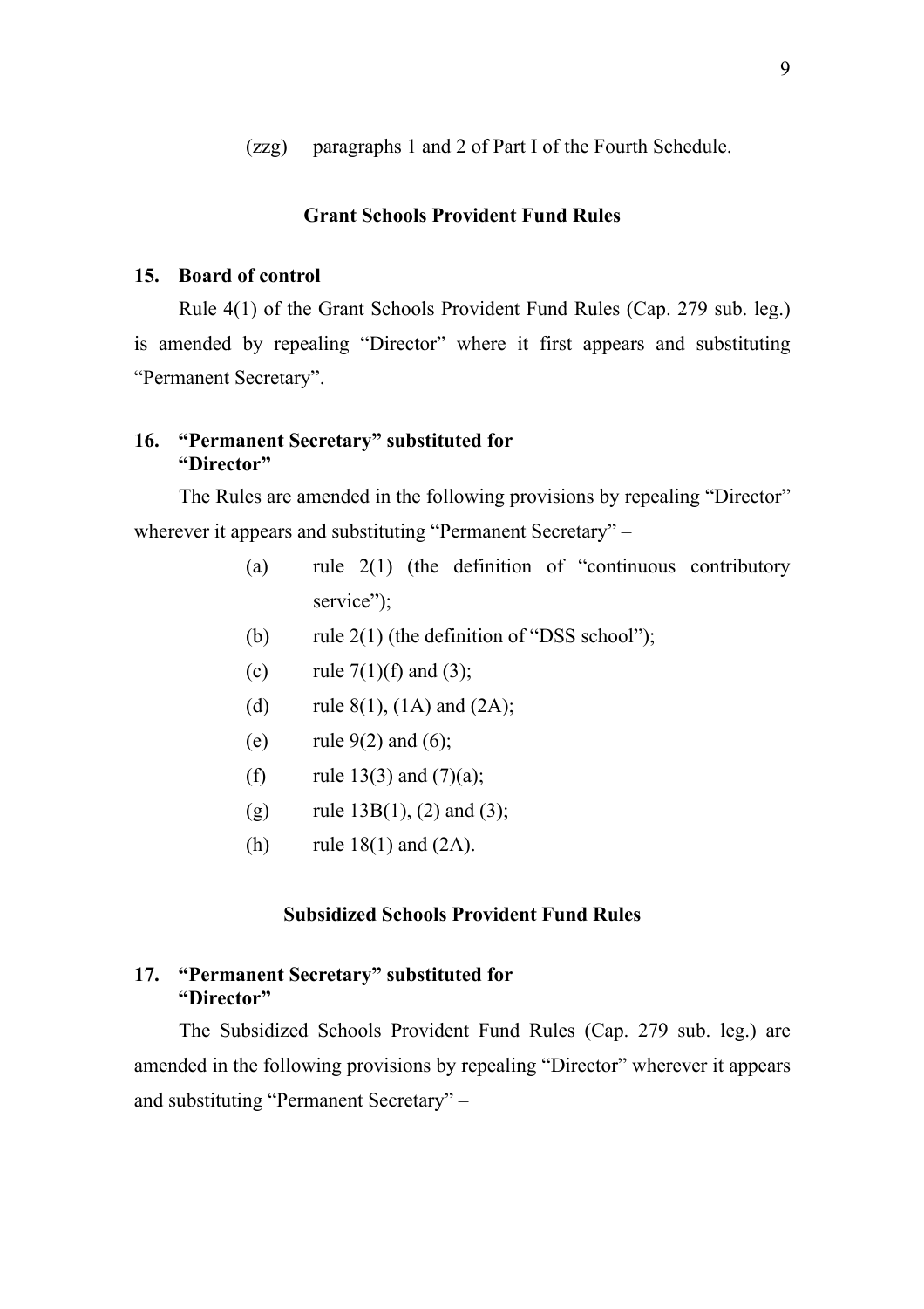(zzg) paragraphs 1 and 2 of Part I of the Fourth Schedule.

### Grant Schools Provident Fund Rules

**15. Board of control**

Rule 4(1) of the Grant Schools Provident Fund Rules (Cap. 279 sub. leg.) is amended by repealing "Director" where it first appears and substituting "Permanent Secretary".

**16. "Permanent Secretary" substituted for "Director"**

The Rules are amended in the following provisions by repealing "Director" wherever it appears and substituting "Permanent Secretary" –

(a) rule 2(1) (the definition of "continuous contributory service");

(b) rule 2(1) (the definition of "DSS school");

(c) rule 7(1)(f) and (3);

(d) rule 8(1), (1A) and (2A);

(e) rule 9(2) and (6);

(f) rule 13(3) and (7)(a);

(g) rule 13B(1), (2) and (3);

(h) rule 18(1) and (2A).

### Subsidized Schools Provident Fund Rules

**17. "Permanent Secretary" substituted for "Director"**

The Subsidized Schools Provident Fund Rules (Cap. 279 sub. leg.) are amended in the following provisions by repealing "Director" wherever it appears and substituting "Permanent Secretary" –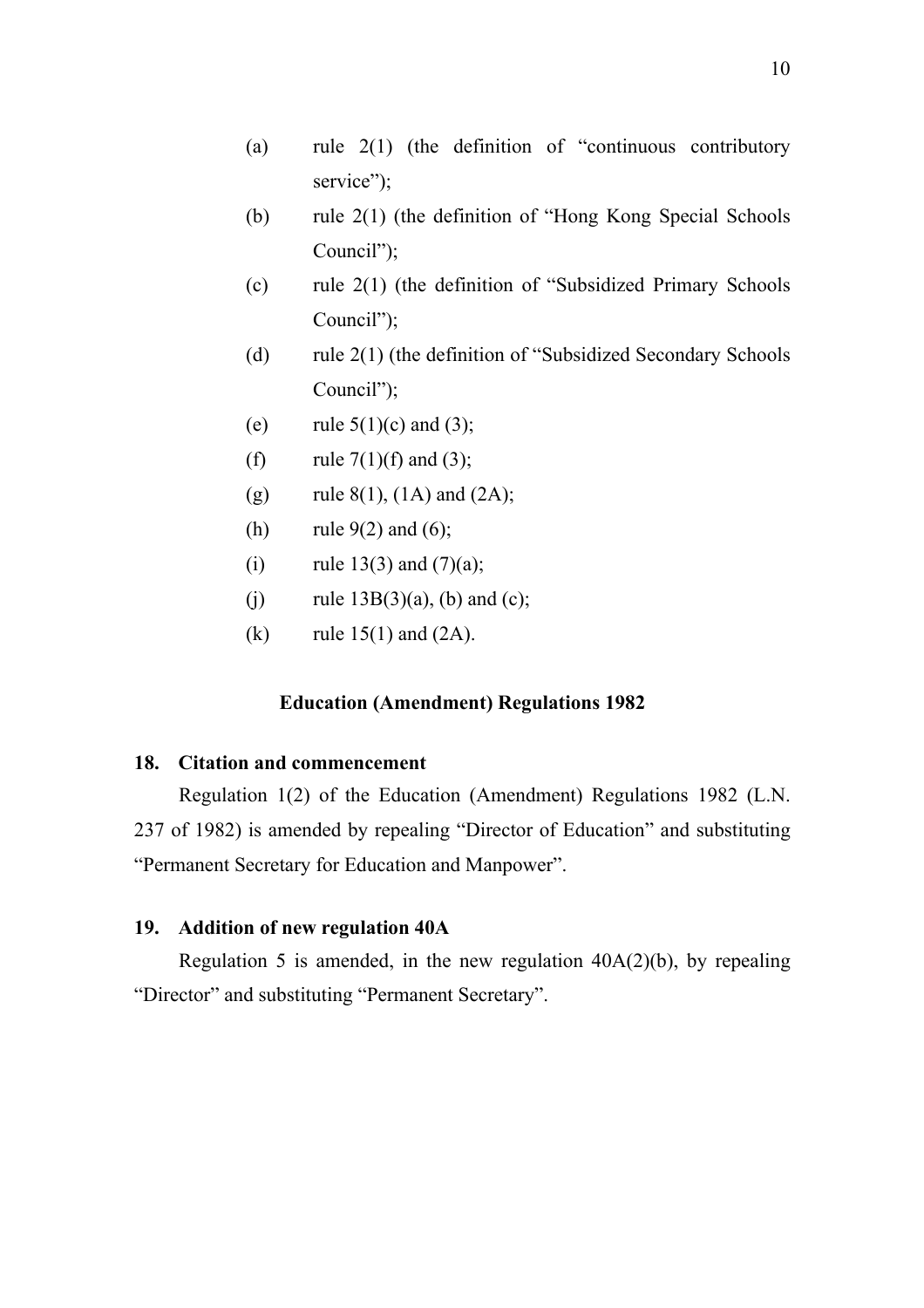(a) rule 2(1) (the definition of "continuous contributory service");

(b) rule 2(1) (the definition of "Hong Kong Special Schools Council");

(c) rule 2(1) (the definition of "Subsidized Primary Schools Council");

(d) rule 2(1) (the definition of "Subsidized Secondary Schools Council");

(e) rule 5(1)(c) and (3);

(f) rule 7(1)(f) and (3);

(g) rule 8(1), (1A) and (2A);

(h) rule 9(2) and (6);

(i) rule 13(3) and (7)(a);

(j) rule 13B(3)(a), (b) and (c);

(k) rule 15(1) and (2A).

## Education (Amendment) Regulations 1982

### 18. Citation and commencement

Regulation 1(2) of the Education (Amendment) Regulations 1982 (L.N. 237 of 1982) is amended by repealing "Director of Education" and substituting "Permanent Secretary for Education and Manpower".

### 19. Addition of new regulation 40A

Regulation 5 is amended, in the new regulation 40A(2)(b), by repealing "Director" and substituting "Permanent Secretary".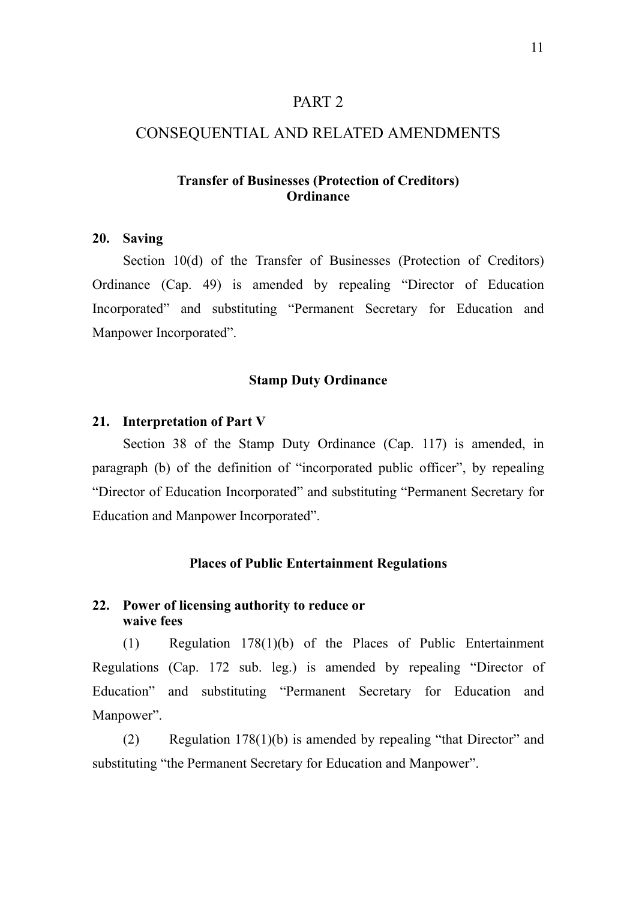# PART 2

# CONSEQUENTIAL AND RELATED AMENDMENTS

### Transfer of Businesses (Protection of Creditors) Ordinance

**20. Saving**

Section 10(d) of the Transfer of Businesses (Protection of Creditors) Ordinance (Cap. 49) is amended by repealing "Director of Education Incorporated" and substituting "Permanent Secretary for Education and Manpower Incorporated".

### Stamp Duty Ordinance

**21. Interpretation of Part V**

Section 38 of the Stamp Duty Ordinance (Cap. 117) is amended, in paragraph (b) of the definition of "incorporated public officer", by repealing "Director of Education Incorporated" and substituting "Permanent Secretary for Education and Manpower Incorporated".

### Places of Public Entertainment Regulations

**22. Power of licensing authority to reduce or waive fees**

(1) Regulation 178(1)(b) of the Places of Public Entertainment Regulations (Cap. 172 sub. leg.) is amended by repealing "Director of Education" and substituting "Permanent Secretary for Education and Manpower".

(2) Regulation 178(1)(b) is amended by repealing "that Director" and substituting "the Permanent Secretary for Education and Manpower".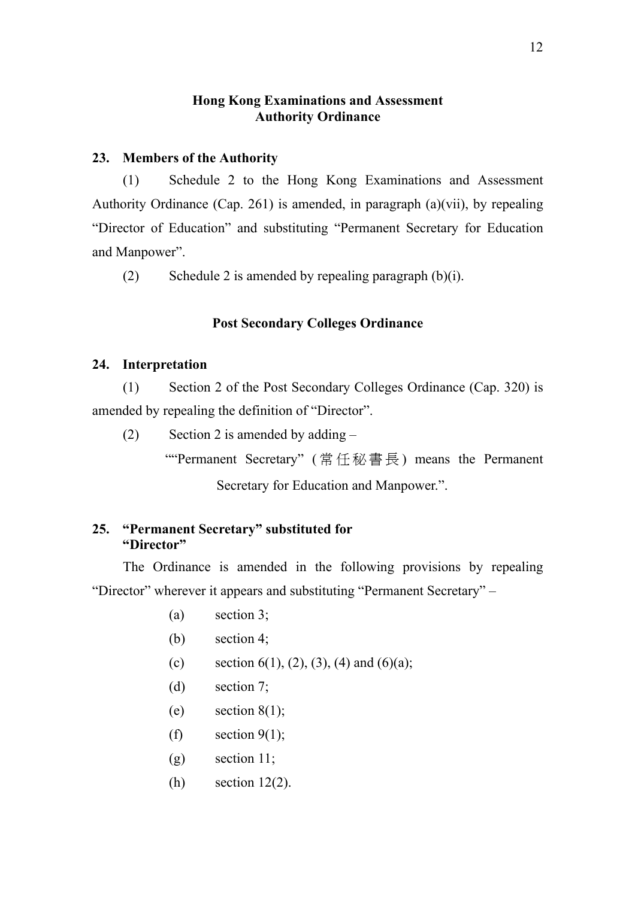## Hong Kong Examinations and Assessment Authority Ordinance

**23. Members of the Authority**

(1) Schedule 2 to the Hong Kong Examinations and Assessment Authority Ordinance (Cap. 261) is amended, in paragraph (a)(vii), by repealing "Director of Education" and substituting "Permanent Secretary for Education and Manpower".

(2) Schedule 2 is amended by repealing paragraph (b)(i).

## Post Secondary Colleges Ordinance

**24. Interpretation**

(1) Section 2 of the Post Secondary Colleges Ordinance (Cap. 320) is amended by repealing the definition of "Director".

(2) Section 2 is amended by adding –

""Permanent Secretary" (常任秘書長) means the Permanent Secretary for Education and Manpower.".

**25. "Permanent Secretary" substituted for "Director"**

The Ordinance is amended in the following provisions by repealing "Director" wherever it appears and substituting "Permanent Secretary" –

(a) section 3;

(b) section 4;

(c) section 6(1), (2), (3), (4) and (6)(a);

(d) section 7;

(e) section 8(1);

(f) section 9(1);

(g) section 11;

(h) section 12(2).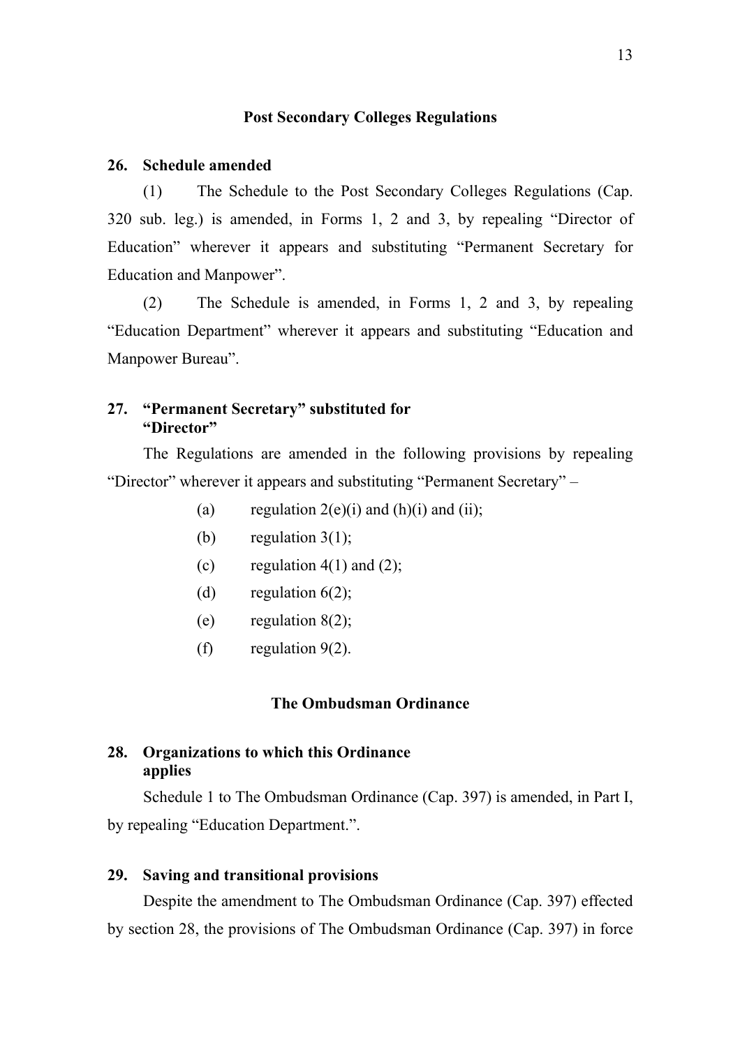## Post Secondary Colleges Regulations

### 26. Schedule amended

(1) The Schedule to the Post Secondary Colleges Regulations (Cap. 320 sub. leg.) is amended, in Forms 1, 2 and 3, by repealing "Director of Education" wherever it appears and substituting "Permanent Secretary for Education and Manpower".

(2) The Schedule is amended, in Forms 1, 2 and 3, by repealing "Education Department" wherever it appears and substituting "Education and Manpower Bureau".

### 27. "Permanent Secretary" substituted for "Director"

The Regulations are amended in the following provisions by repealing "Director" wherever it appears and substituting "Permanent Secretary" –

(a) regulation 2(e)(i) and (h)(i) and (ii);

(b) regulation 3(1);

(c) regulation 4(1) and (2);

(d) regulation 6(2);

(e) regulation 8(2);

(f) regulation 9(2).

## The Ombudsman Ordinance

### 28. Organizations to which this Ordinance applies

Schedule 1 to The Ombudsman Ordinance (Cap. 397) is amended, in Part I, by repealing "Education Department.".

### 29. Saving and transitional provisions

Despite the amendment to The Ombudsman Ordinance (Cap. 397) effected by section 28, the provisions of The Ombudsman Ordinance (Cap. 397) in force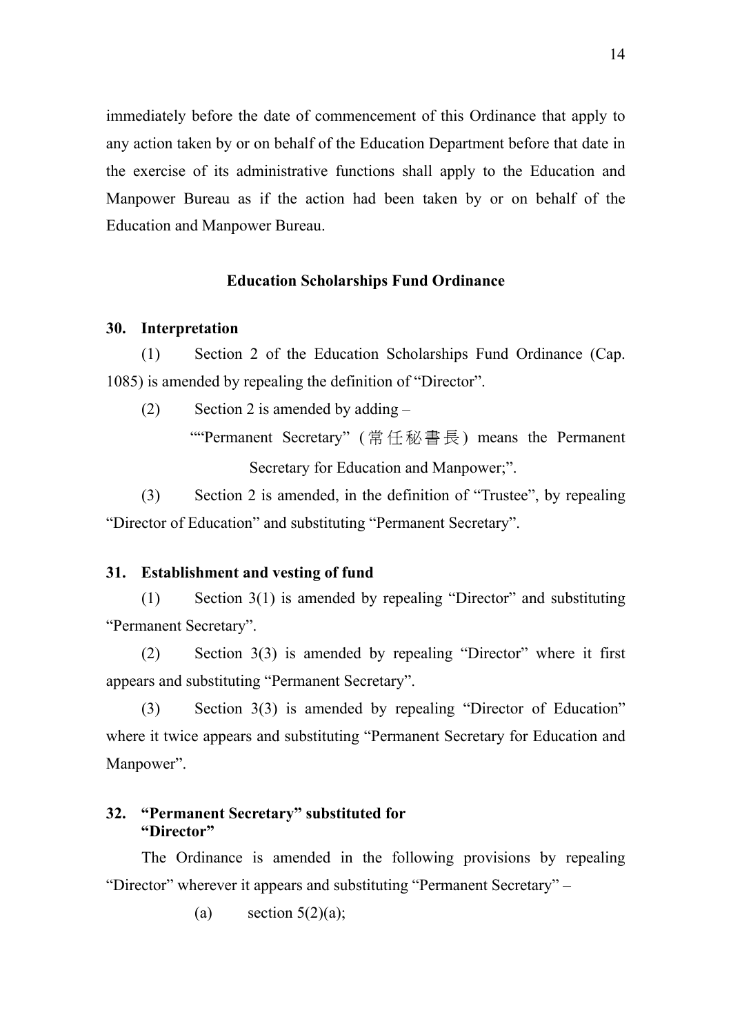immediately before the date of commencement of this Ordinance that apply to any action taken by or on behalf of the Education Department before that date in the exercise of its administrative functions shall apply to the Education and Manpower Bureau as if the action had been taken by or on behalf of the Education and Manpower Bureau.

## Education Scholarships Fund Ordinance

### 30. Interpretation

(1) Section 2 of the Education Scholarships Fund Ordinance (Cap. 1085) is amended by repealing the definition of "Director".

(2) Section 2 is amended by adding –

""Permanent Secretary" (常任秘書長) means the Permanent Secretary for Education and Manpower;".

(3) Section 2 is amended, in the definition of "Trustee", by repealing "Director of Education" and substituting "Permanent Secretary".

### 31. Establishment and vesting of fund

(1) Section 3(1) is amended by repealing "Director" and substituting "Permanent Secretary".

(2) Section 3(3) is amended by repealing "Director" where it first appears and substituting "Permanent Secretary".

(3) Section 3(3) is amended by repealing "Director of Education" where it twice appears and substituting "Permanent Secretary for Education and Manpower".

### 32. "Permanent Secretary" substituted for "Director"

The Ordinance is amended in the following provisions by repealing "Director" wherever it appears and substituting "Permanent Secretary" –

(a) section 5(2)(a);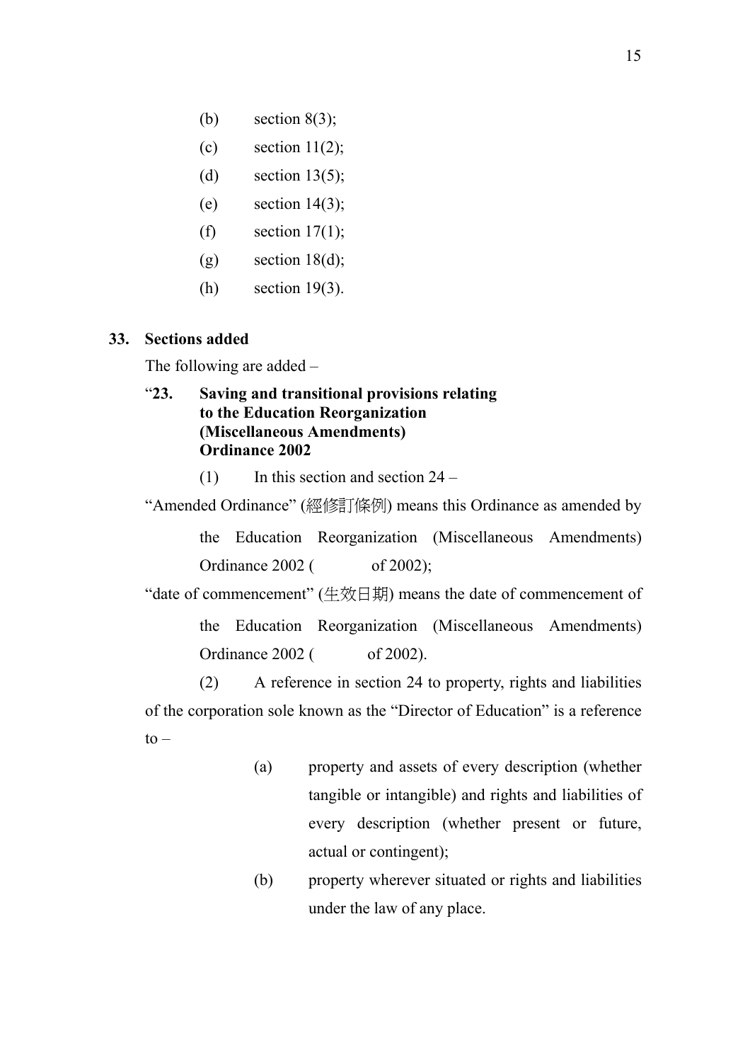(b) section 8(3);

(c) section 11(2);

(d) section 13(5);

(e) section 14(3);

(f) section 17(1);

(g) section 18(d);

(h) section 19(3).

**33. Sections added**

The following are added –

"**23. Saving and transitional provisions relating to the Education Reorganization (Miscellaneous Amendments) Ordinance 2002**

(1) In this section and section 24 –

"Amended Ordinance" (經修訂條例) means this Ordinance as amended by the Education Reorganization (Miscellaneous Amendments) Ordinance 2002 (          of 2002);

"date of commencement" (生效日期) means the date of commencement of the Education Reorganization (Miscellaneous Amendments) Ordinance 2002 (          of 2002).

(2) A reference in section 24 to property, rights and liabilities of the corporation sole known as the "Director of Education" is a reference to –

(a) property and assets of every description (whether tangible or intangible) and rights and liabilities of every description (whether present or future, actual or contingent);

(b) property wherever situated or rights and liabilities under the law of any place.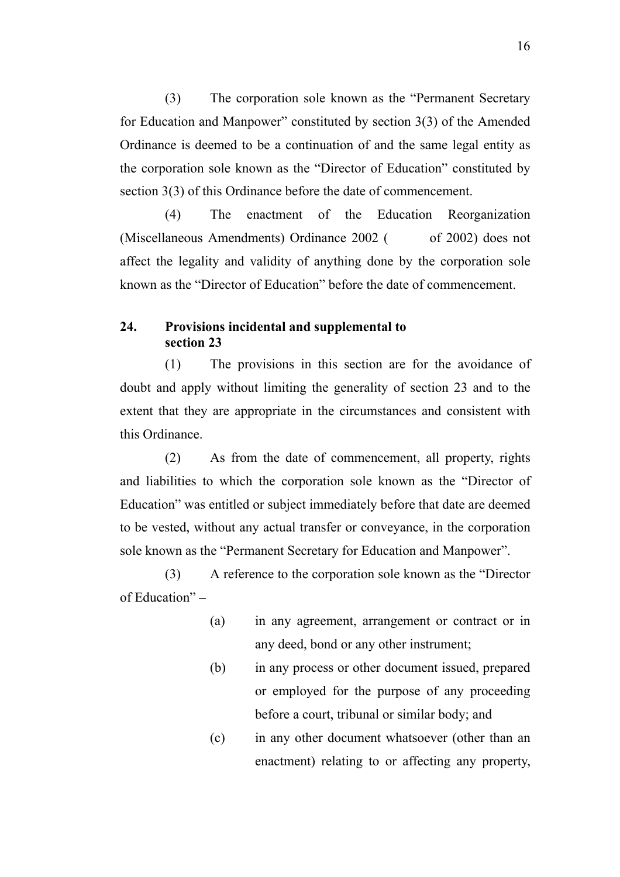(3) The corporation sole known as the "Permanent Secretary for Education and Manpower" constituted by section 3(3) of the Amended Ordinance is deemed to be a continuation of and the same legal entity as the corporation sole known as the "Director of Education" constituted by section 3(3) of this Ordinance before the date of commencement.

(4) The enactment of the Education Reorganization (Miscellaneous Amendments) Ordinance 2002 (  of 2002) does not affect the legality and validity of anything done by the corporation sole known as the "Director of Education" before the date of commencement.

**24. Provisions incidental and supplemental to section 23**

(1) The provisions in this section are for the avoidance of doubt and apply without limiting the generality of section 23 and to the extent that they are appropriate in the circumstances and consistent with this Ordinance.

(2) As from the date of commencement, all property, rights and liabilities to which the corporation sole known as the "Director of Education" was entitled or subject immediately before that date are deemed to be vested, without any actual transfer or conveyance, in the corporation sole known as the "Permanent Secretary for Education and Manpower".

(3) A reference to the corporation sole known as the "Director of Education" –

(a) in any agreement, arrangement or contract or in any deed, bond or any other instrument;

(b) in any process or other document issued, prepared or employed for the purpose of any proceeding before a court, tribunal or similar body; and

(c) in any other document whatsoever (other than an enactment) relating to or affecting any property,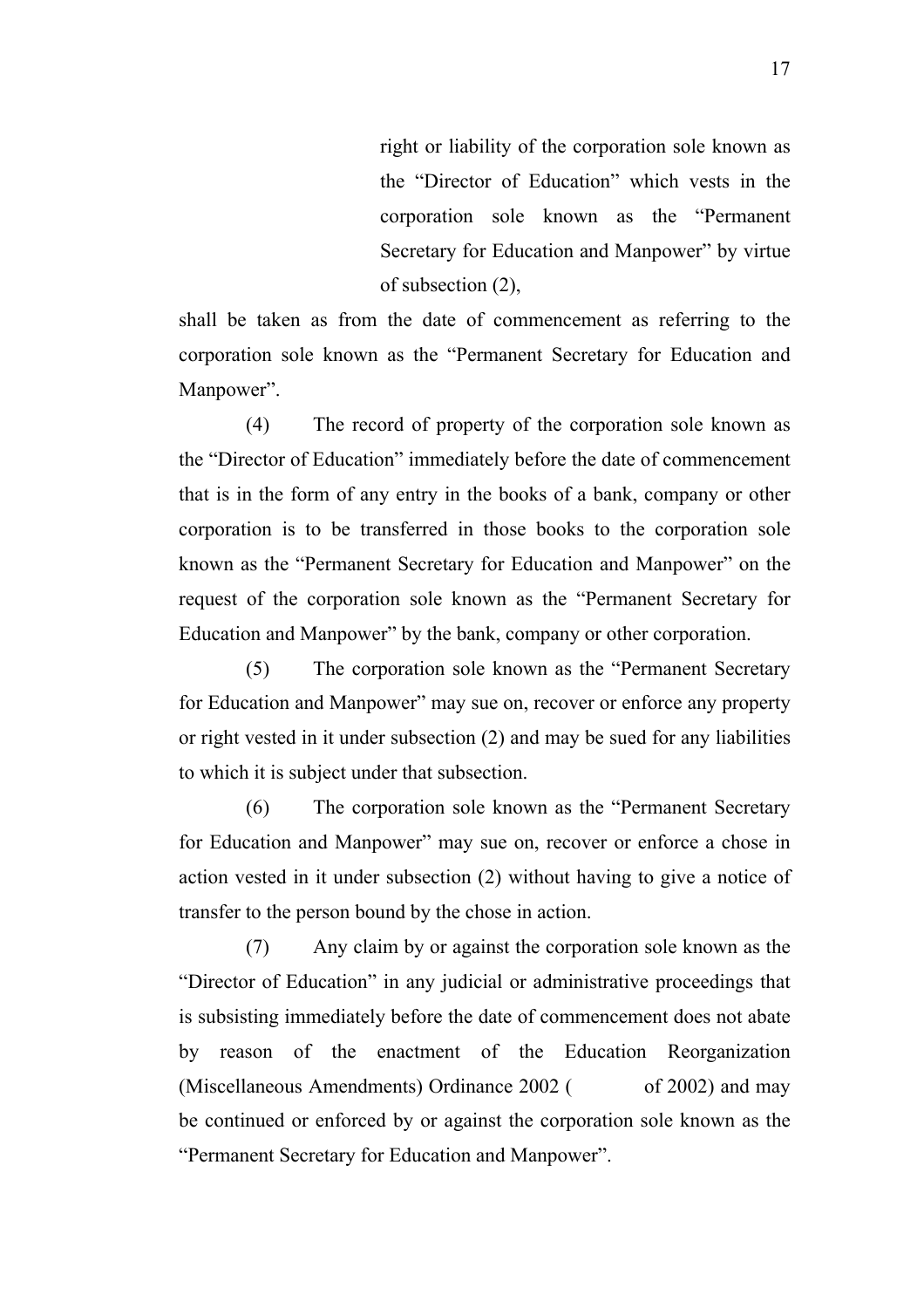right or liability of the corporation sole known as the "Director of Education" which vests in the corporation sole known as the "Permanent Secretary for Education and Manpower" by virtue of subsection (2),

shall be taken as from the date of commencement as referring to the corporation sole known as the "Permanent Secretary for Education and Manpower".

(4) The record of property of the corporation sole known as the "Director of Education" immediately before the date of commencement that is in the form of any entry in the books of a bank, company or other corporation is to be transferred in those books to the corporation sole known as the "Permanent Secretary for Education and Manpower" on the request of the corporation sole known as the "Permanent Secretary for Education and Manpower" by the bank, company or other corporation.

(5) The corporation sole known as the "Permanent Secretary for Education and Manpower" may sue on, recover or enforce any property or right vested in it under subsection (2) and may be sued for any liabilities to which it is subject under that subsection.

(6) The corporation sole known as the "Permanent Secretary for Education and Manpower" may sue on, recover or enforce a chose in action vested in it under subsection (2) without having to give a notice of transfer to the person bound by the chose in action.

(7) Any claim by or against the corporation sole known as the "Director of Education" in any judicial or administrative proceedings that is subsisting immediately before the date of commencement does not abate by reason of the enactment of the Education Reorganization (Miscellaneous Amendments) Ordinance 2002 (          of 2002) and may be continued or enforced by or against the corporation sole known as the "Permanent Secretary for Education and Manpower".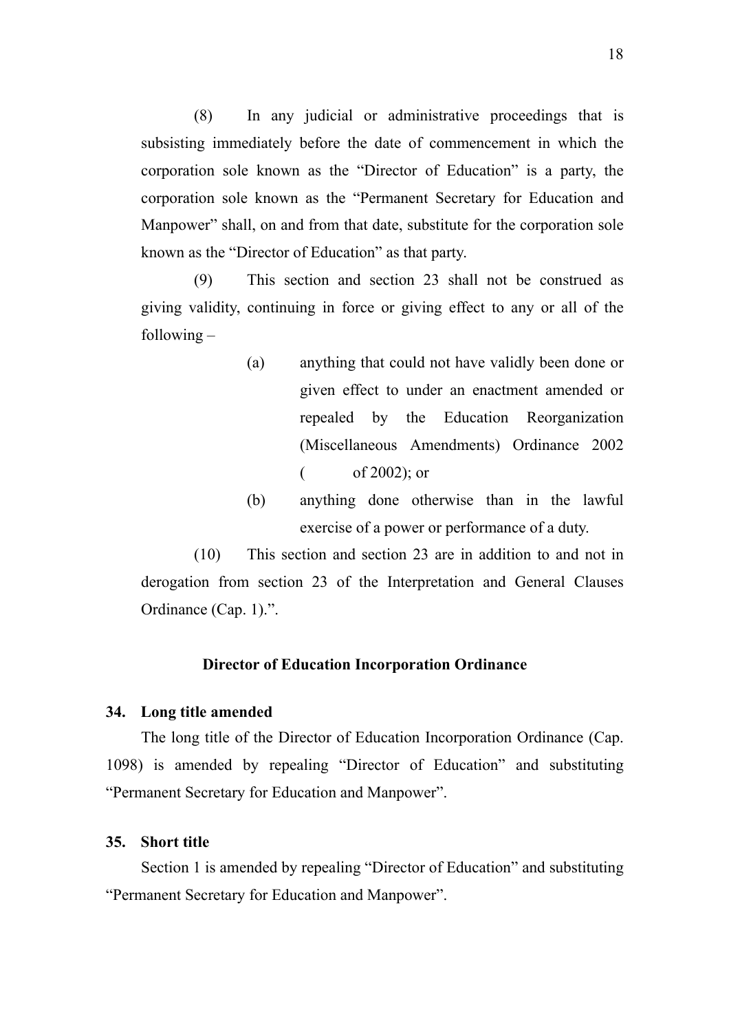(8) In any judicial or administrative proceedings that is subsisting immediately before the date of commencement in which the corporation sole known as the "Director of Education" is a party, the corporation sole known as the "Permanent Secretary for Education and Manpower" shall, on and from that date, substitute for the corporation sole known as the "Director of Education" as that party.

(9) This section and section 23 shall not be construed as giving validity, continuing in force or giving effect to any or all of the following –

(a) anything that could not have validly been done or given effect to under an enactment amended or repealed by the Education Reorganization (Miscellaneous Amendments) Ordinance 2002 (        of 2002); or

(b) anything done otherwise than in the lawful exercise of a power or performance of a duty.

(10) This section and section 23 are in addition to and not in derogation from section 23 of the Interpretation and General Clauses Ordinance (Cap. 1).".

### Director of Education Incorporation Ordinance

**34. Long title amended**

The long title of the Director of Education Incorporation Ordinance (Cap. 1098) is amended by repealing "Director of Education" and substituting "Permanent Secretary for Education and Manpower".

**35. Short title**

Section 1 is amended by repealing "Director of Education" and substituting "Permanent Secretary for Education and Manpower".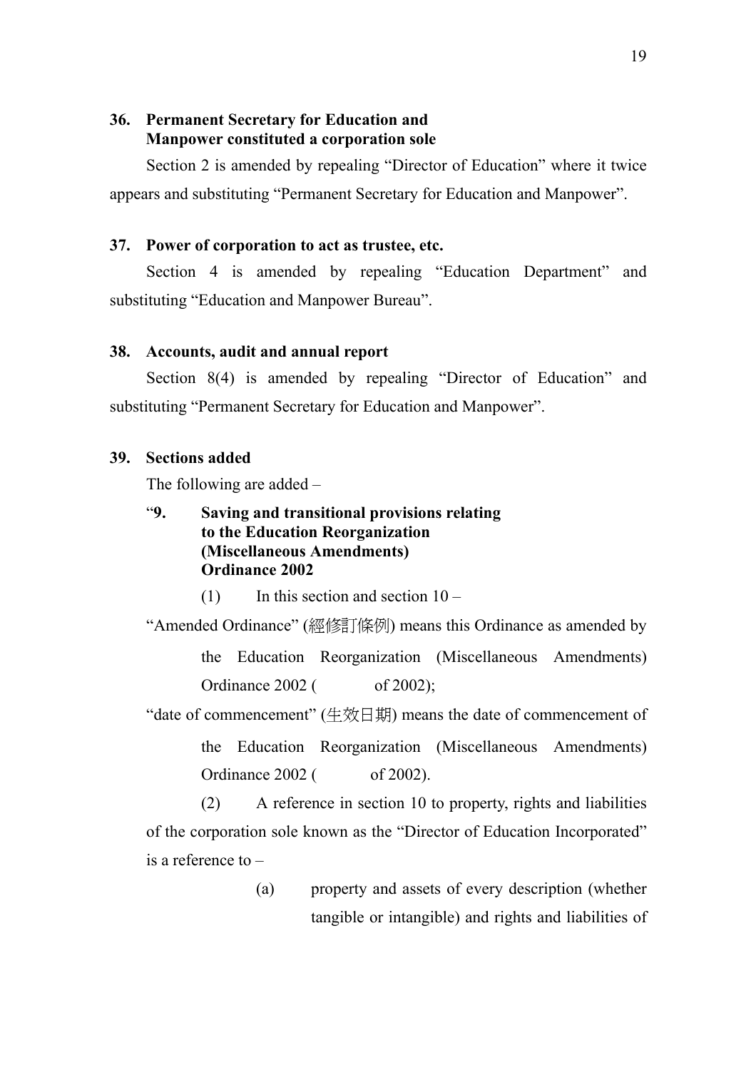**36. Permanent Secretary for Education and Manpower constituted a corporation sole**

Section 2 is amended by repealing "Director of Education" where it twice appears and substituting "Permanent Secretary for Education and Manpower".

**37. Power of corporation to act as trustee, etc.**

Section 4 is amended by repealing "Education Department" and substituting "Education and Manpower Bureau".

**38. Accounts, audit and annual report**

Section 8(4) is amended by repealing "Director of Education" and substituting "Permanent Secretary for Education and Manpower".

**39. Sections added**

The following are added –

"**9. Saving and transitional provisions relating to the Education Reorganization (Miscellaneous Amendments) Ordinance 2002**

(1) In this section and section 10 –

"Amended Ordinance" (經修訂條例) means this Ordinance as amended by the Education Reorganization (Miscellaneous Amendments) Ordinance 2002 (        of 2002);

"date of commencement" (生效日期) means the date of commencement of the Education Reorganization (Miscellaneous Amendments) Ordinance 2002 (        of 2002).

(2) A reference in section 10 to property, rights and liabilities of the corporation sole known as the "Director of Education Incorporated" is a reference to –

(a) property and assets of every description (whether tangible or intangible) and rights and liabilities of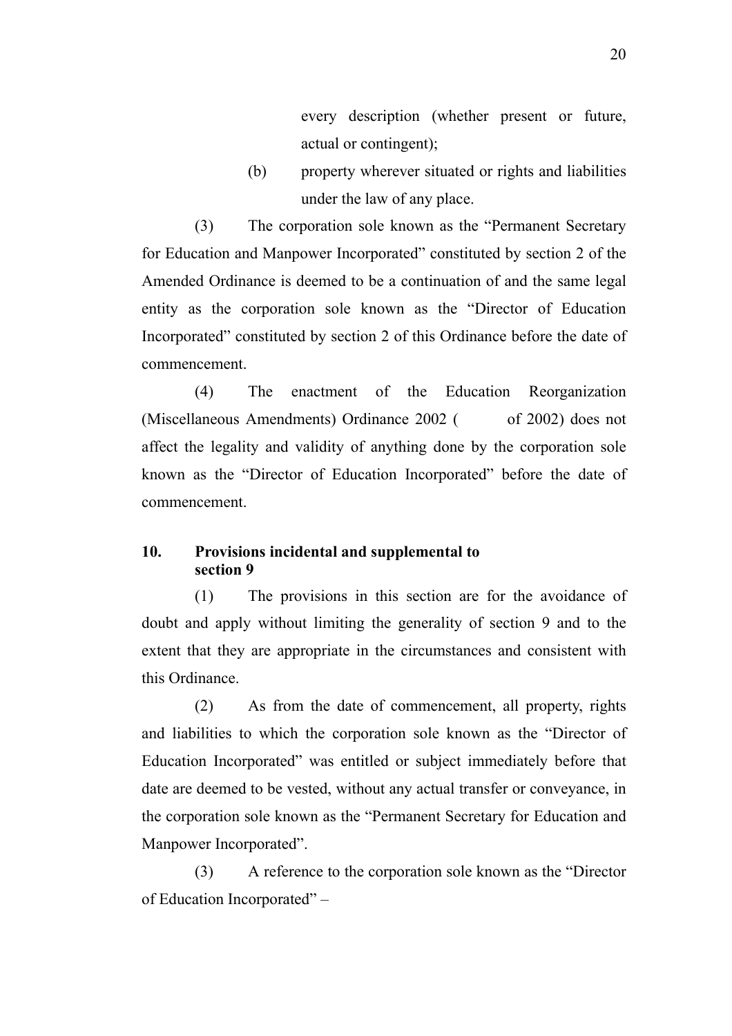every description (whether present or future, actual or contingent);

(b) property wherever situated or rights and liabilities under the law of any place.

(3) The corporation sole known as the "Permanent Secretary for Education and Manpower Incorporated" constituted by section 2 of the Amended Ordinance is deemed to be a continuation of and the same legal entity as the corporation sole known as the "Director of Education Incorporated" constituted by section 2 of this Ordinance before the date of commencement.

(4) The enactment of the Education Reorganization (Miscellaneous Amendments) Ordinance 2002 (      of 2002) does not affect the legality and validity of anything done by the corporation sole known as the "Director of Education Incorporated" before the date of commencement.

**10. Provisions incidental and supplemental to section 9**

(1) The provisions in this section are for the avoidance of doubt and apply without limiting the generality of section 9 and to the extent that they are appropriate in the circumstances and consistent with this Ordinance.

(2) As from the date of commencement, all property, rights and liabilities to which the corporation sole known as the "Director of Education Incorporated" was entitled or subject immediately before that date are deemed to be vested, without any actual transfer or conveyance, in the corporation sole known as the "Permanent Secretary for Education and Manpower Incorporated".

(3) A reference to the corporation sole known as the "Director of Education Incorporated" –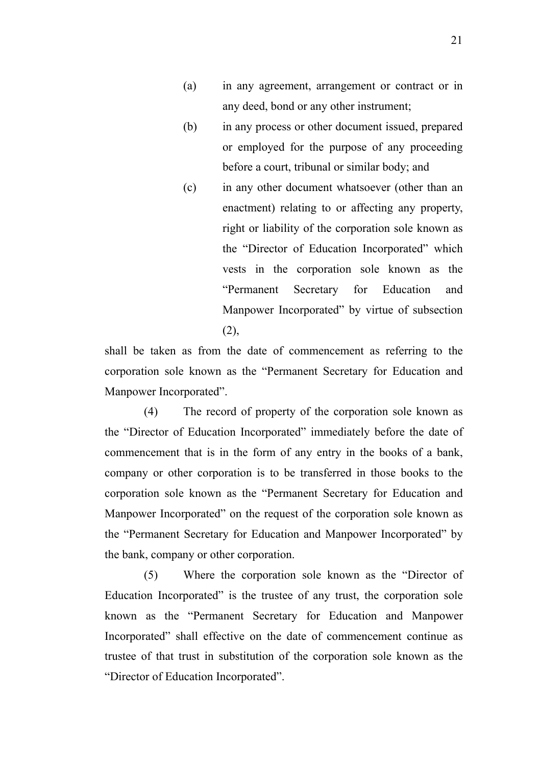(a) in any agreement, arrangement or contract or in any deed, bond or any other instrument;

(b) in any process or other document issued, prepared or employed for the purpose of any proceeding before a court, tribunal or similar body; and

(c) in any other document whatsoever (other than an enactment) relating to or affecting any property, right or liability of the corporation sole known as the "Director of Education Incorporated" which vests in the corporation sole known as the "Permanent Secretary for Education and Manpower Incorporated" by virtue of subsection (2),

shall be taken as from the date of commencement as referring to the corporation sole known as the "Permanent Secretary for Education and Manpower Incorporated".

(4) The record of property of the corporation sole known as the "Director of Education Incorporated" immediately before the date of commencement that is in the form of any entry in the books of a bank, company or other corporation is to be transferred in those books to the corporation sole known as the "Permanent Secretary for Education and Manpower Incorporated" on the request of the corporation sole known as the "Permanent Secretary for Education and Manpower Incorporated" by the bank, company or other corporation.

(5) Where the corporation sole known as the "Director of Education Incorporated" is the trustee of any trust, the corporation sole known as the "Permanent Secretary for Education and Manpower Incorporated" shall effective on the date of commencement continue as trustee of that trust in substitution of the corporation sole known as the "Director of Education Incorporated".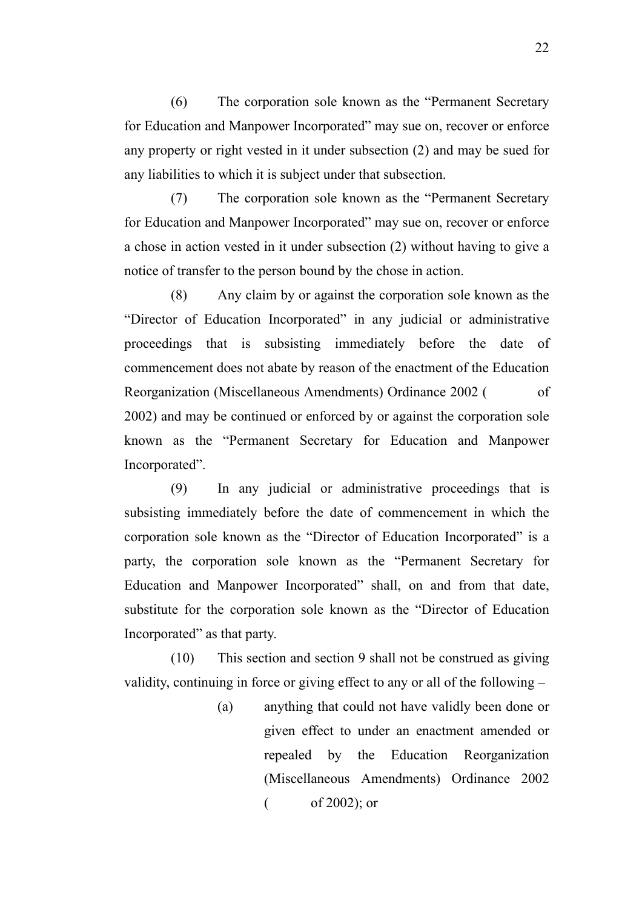(6) The corporation sole known as the "Permanent Secretary for Education and Manpower Incorporated" may sue on, recover or enforce any property or right vested in it under subsection (2) and may be sued for any liabilities to which it is subject under that subsection.

(7) The corporation sole known as the "Permanent Secretary for Education and Manpower Incorporated" may sue on, recover or enforce a chose in action vested in it under subsection (2) without having to give a notice of transfer to the person bound by the chose in action.

(8) Any claim by or against the corporation sole known as the "Director of Education Incorporated" in any judicial or administrative proceedings that is subsisting immediately before the date of commencement does not abate by reason of the enactment of the Education Reorganization (Miscellaneous Amendments) Ordinance 2002 (      of 2002) and may be continued or enforced by or against the corporation sole known as the "Permanent Secretary for Education and Manpower Incorporated".

(9) In any judicial or administrative proceedings that is subsisting immediately before the date of commencement in which the corporation sole known as the "Director of Education Incorporated" is a party, the corporation sole known as the "Permanent Secretary for Education and Manpower Incorporated" shall, on and from that date, substitute for the corporation sole known as the "Director of Education Incorporated" as that party.

(10) This section and section 9 shall not be construed as giving validity, continuing in force or giving effect to any or all of the following –

(a) anything that could not have validly been done or given effect to under an enactment amended or repealed by the Education Reorganization (Miscellaneous Amendments) Ordinance 2002 (      of 2002); or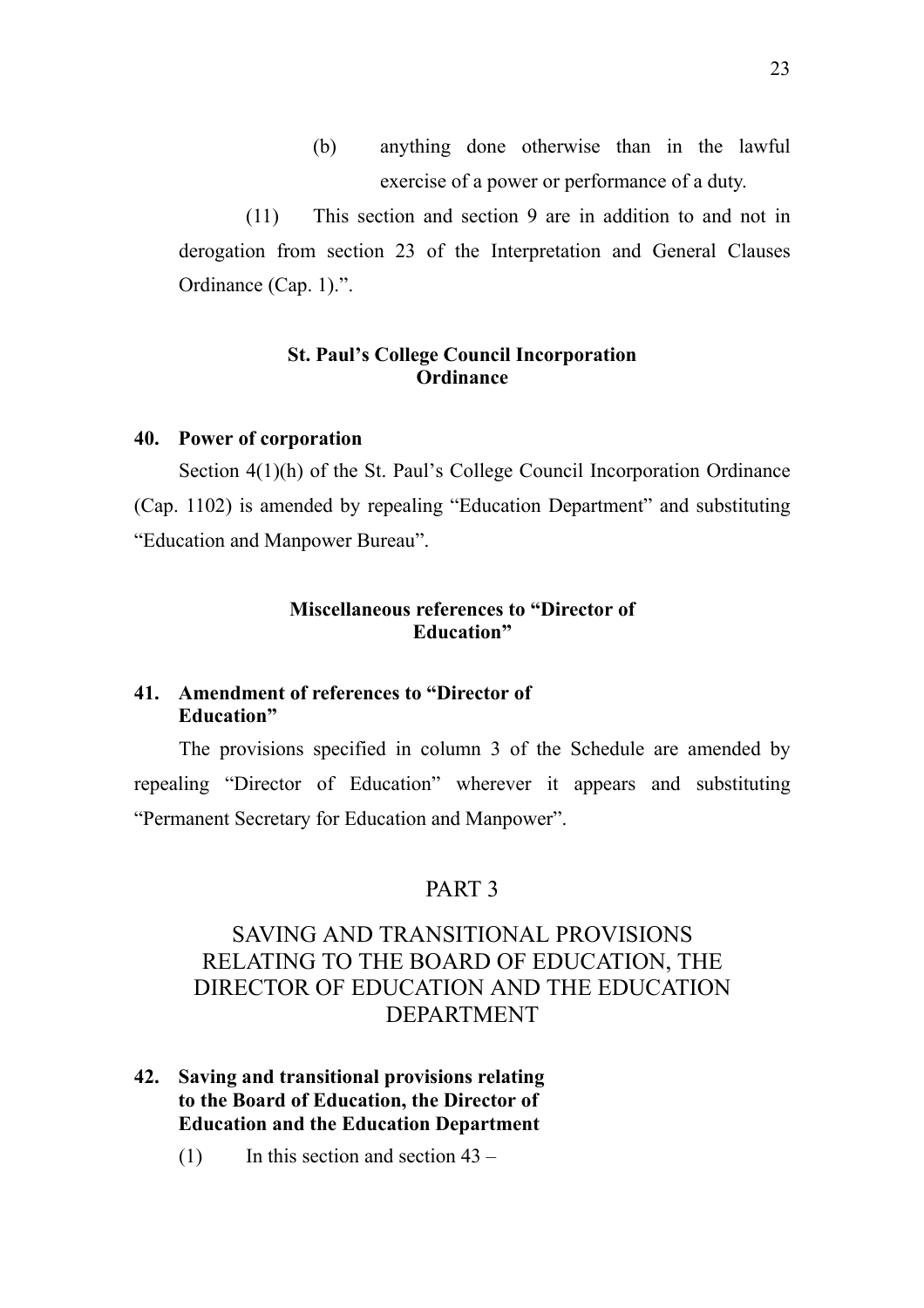(b) anything done otherwise than in the lawful exercise of a power or performance of a duty.

(11) This section and section 9 are in addition to and not in derogation from section 23 of the Interpretation and General Clauses Ordinance (Cap. 1).".

**St. Paul's College Council Incorporation Ordinance**

**40. Power of corporation**

Section 4(1)(h) of the St. Paul's College Council Incorporation Ordinance (Cap. 1102) is amended by repealing "Education Department" and substituting "Education and Manpower Bureau".

**Miscellaneous references to "Director of Education"**

**41. Amendment of references to "Director of Education"**

The provisions specified in column 3 of the Schedule are amended by repealing "Director of Education" wherever it appears and substituting "Permanent Secretary for Education and Manpower".

## PART 3

## SAVING AND TRANSITIONAL PROVISIONS RELATING TO THE BOARD OF EDUCATION, THE DIRECTOR OF EDUCATION AND THE EDUCATION DEPARTMENT

**42. Saving and transitional provisions relating to the Board of Education, the Director of Education and the Education Department**

(1) In this section and section 43 –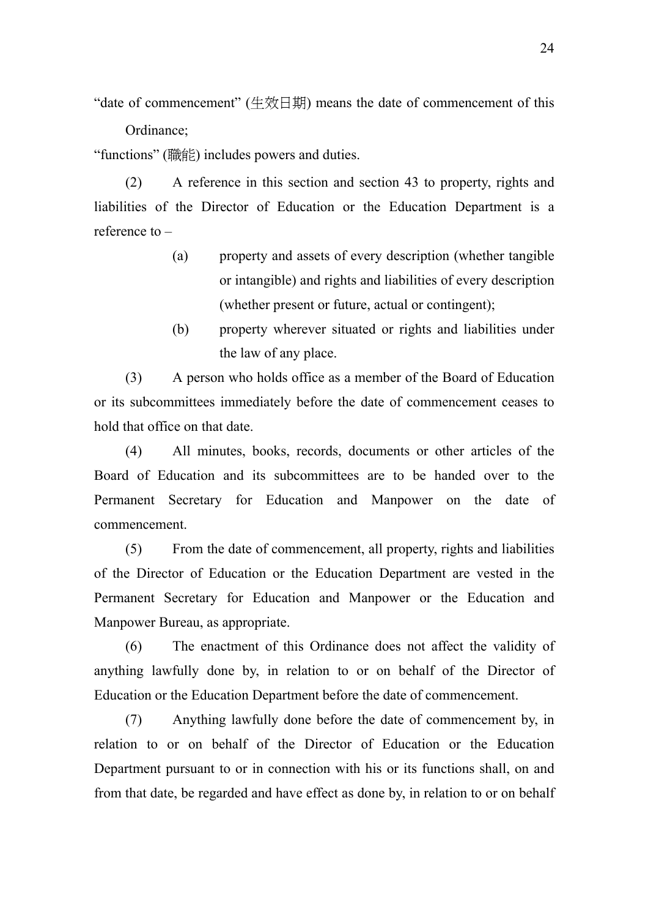"date of commencement" (生效日期) means the date of commencement of this Ordinance;

"functions" (職能) includes powers and duties.

(2) A reference in this section and section 43 to property, rights and liabilities of the Director of Education or the Education Department is a reference to –

(a) property and assets of every description (whether tangible or intangible) and rights and liabilities of every description (whether present or future, actual or contingent);

(b) property wherever situated or rights and liabilities under the law of any place.

(3) A person who holds office as a member of the Board of Education or its subcommittees immediately before the date of commencement ceases to hold that office on that date.

(4) All minutes, books, records, documents or other articles of the Board of Education and its subcommittees are to be handed over to the Permanent Secretary for Education and Manpower on the date of commencement.

(5) From the date of commencement, all property, rights and liabilities of the Director of Education or the Education Department are vested in the Permanent Secretary for Education and Manpower or the Education and Manpower Bureau, as appropriate.

(6) The enactment of this Ordinance does not affect the validity of anything lawfully done by, in relation to or on behalf of the Director of Education or the Education Department before the date of commencement.

(7) Anything lawfully done before the date of commencement by, in relation to or on behalf of the Director of Education or the Education Department pursuant to or in connection with his or its functions shall, on and from that date, be regarded and have effect as done by, in relation to or on behalf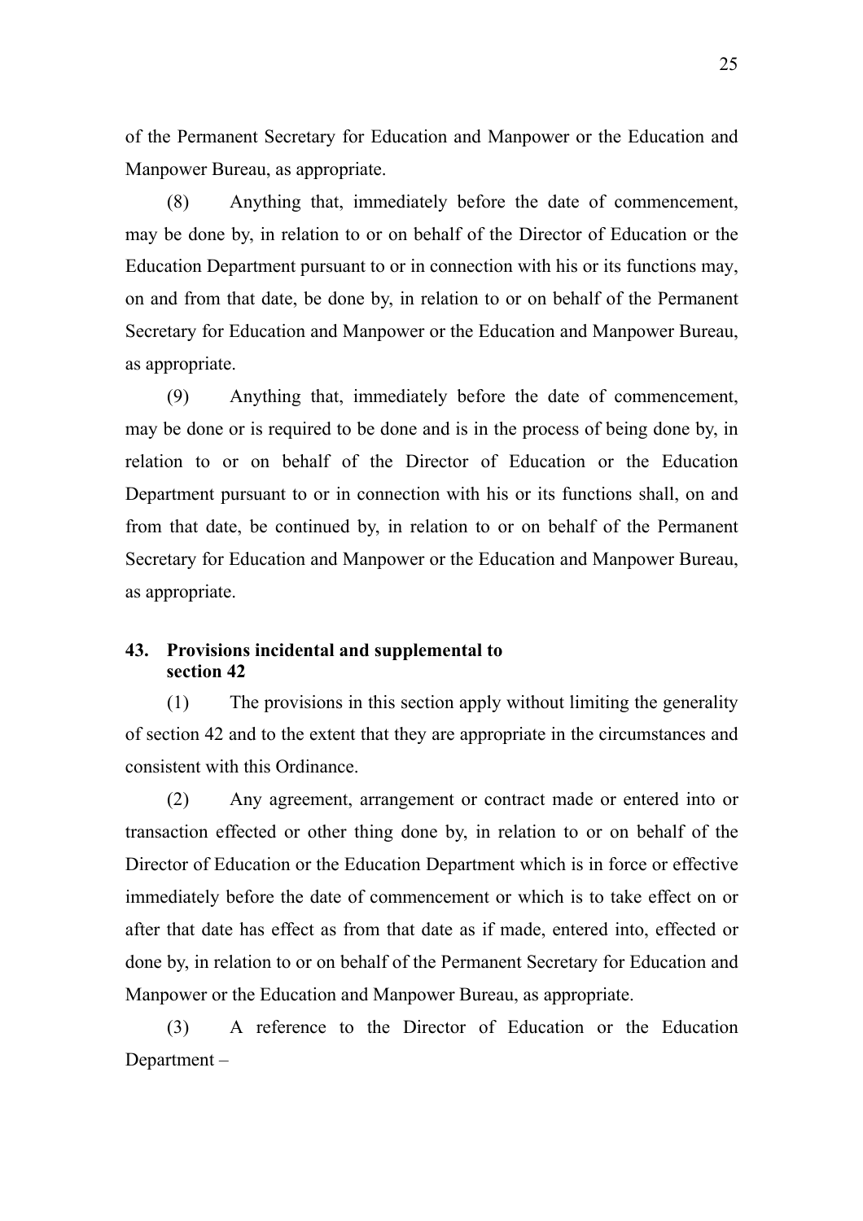of the Permanent Secretary for Education and Manpower or the Education and Manpower Bureau, as appropriate.

(8) Anything that, immediately before the date of commencement, may be done by, in relation to or on behalf of the Director of Education or the Education Department pursuant to or in connection with his or its functions may, on and from that date, be done by, in relation to or on behalf of the Permanent Secretary for Education and Manpower or the Education and Manpower Bureau, as appropriate.

(9) Anything that, immediately before the date of commencement, may be done or is required to be done and is in the process of being done by, in relation to or on behalf of the Director of Education or the Education Department pursuant to or in connection with his or its functions shall, on and from that date, be continued by, in relation to or on behalf of the Permanent Secretary for Education and Manpower or the Education and Manpower Bureau, as appropriate.

**43. Provisions incidental and supplemental to section 42**

(1) The provisions in this section apply without limiting the generality of section 42 and to the extent that they are appropriate in the circumstances and consistent with this Ordinance.

(2) Any agreement, arrangement or contract made or entered into or transaction effected or other thing done by, in relation to or on behalf of the Director of Education or the Education Department which is in force or effective immediately before the date of commencement or which is to take effect on or after that date has effect as from that date as if made, entered into, effected or done by, in relation to or on behalf of the Permanent Secretary for Education and Manpower or the Education and Manpower Bureau, as appropriate.

(3) A reference to the Director of Education or the Education Department –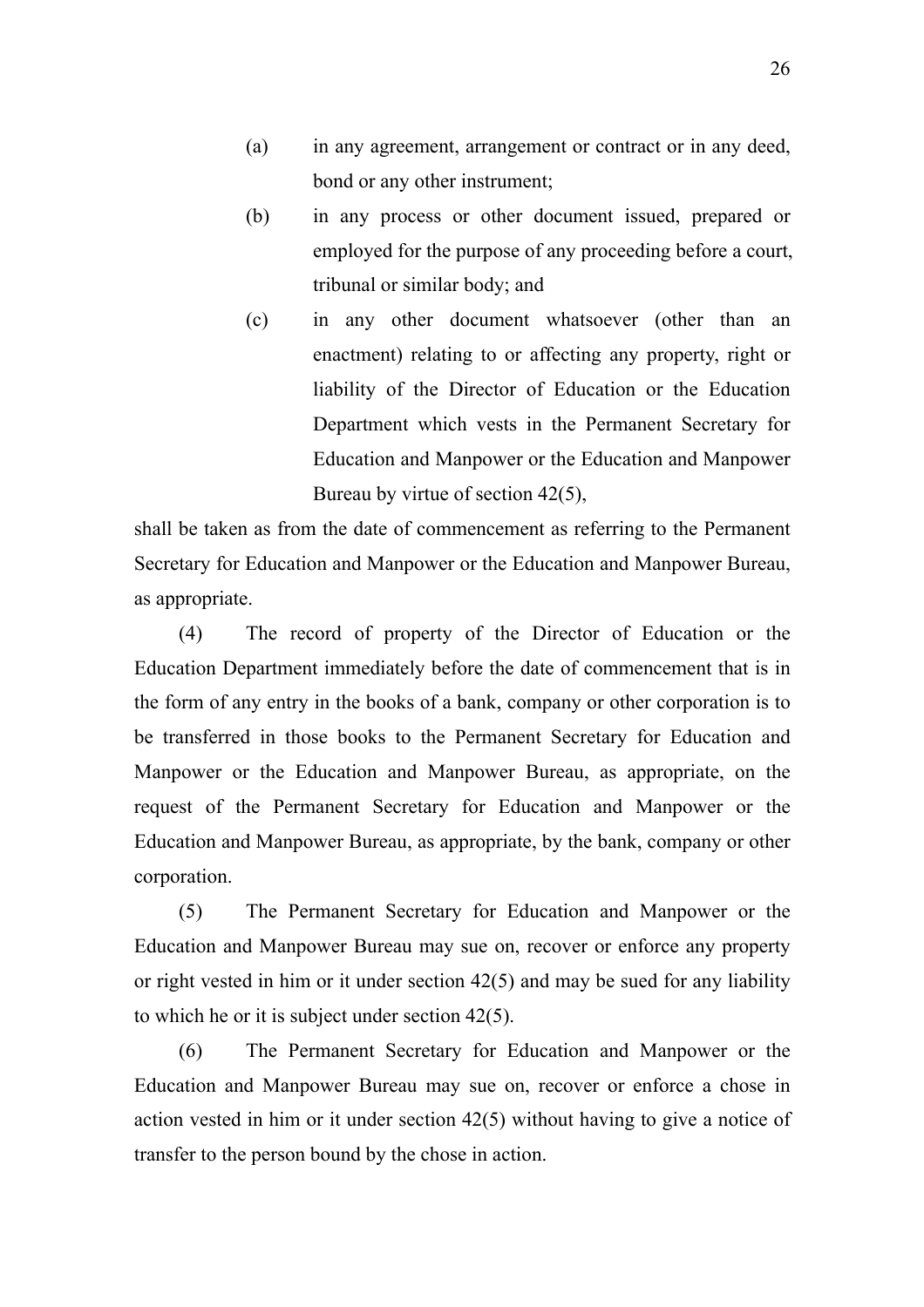(a) in any agreement, arrangement or contract or in any deed, bond or any other instrument;

(b) in any process or other document issued, prepared or employed for the purpose of any proceeding before a court, tribunal or similar body; and

(c) in any other document whatsoever (other than an enactment) relating to or affecting any property, right or liability of the Director of Education or the Education Department which vests in the Permanent Secretary for Education and Manpower or the Education and Manpower Bureau by virtue of section 42(5),

shall be taken as from the date of commencement as referring to the Permanent Secretary for Education and Manpower or the Education and Manpower Bureau, as appropriate.

(4) The record of property of the Director of Education or the Education Department immediately before the date of commencement that is in the form of any entry in the books of a bank, company or other corporation is to be transferred in those books to the Permanent Secretary for Education and Manpower or the Education and Manpower Bureau, as appropriate, on the request of the Permanent Secretary for Education and Manpower or the Education and Manpower Bureau, as appropriate, by the bank, company or other corporation.

(5) The Permanent Secretary for Education and Manpower or the Education and Manpower Bureau may sue on, recover or enforce any property or right vested in him or it under section 42(5) and may be sued for any liability to which he or it is subject under section 42(5).

(6) The Permanent Secretary for Education and Manpower or the Education and Manpower Bureau may sue on, recover or enforce a chose in action vested in him or it under section 42(5) without having to give a notice of transfer to the person bound by the chose in action.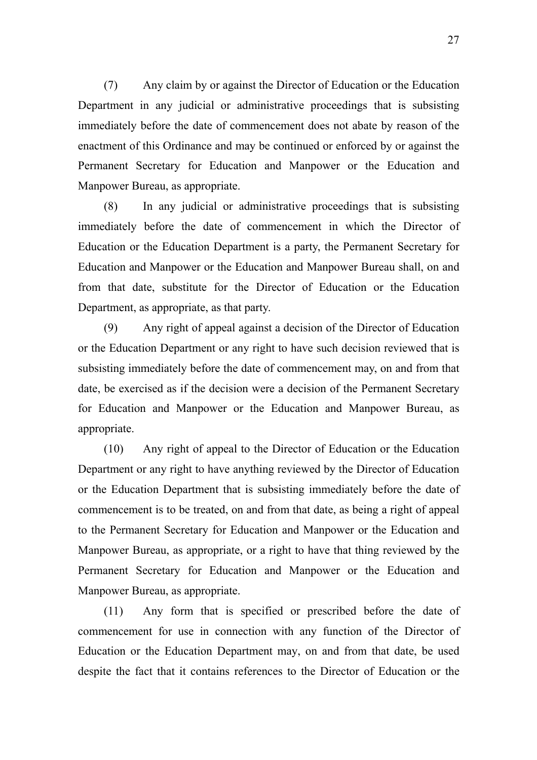(7) Any claim by or against the Director of Education or the Education Department in any judicial or administrative proceedings that is subsisting immediately before the date of commencement does not abate by reason of the enactment of this Ordinance and may be continued or enforced by or against the Permanent Secretary for Education and Manpower or the Education and Manpower Bureau, as appropriate.

(8) In any judicial or administrative proceedings that is subsisting immediately before the date of commencement in which the Director of Education or the Education Department is a party, the Permanent Secretary for Education and Manpower or the Education and Manpower Bureau shall, on and from that date, substitute for the Director of Education or the Education Department, as appropriate, as that party.

(9) Any right of appeal against a decision of the Director of Education or the Education Department or any right to have such decision reviewed that is subsisting immediately before the date of commencement may, on and from that date, be exercised as if the decision were a decision of the Permanent Secretary for Education and Manpower or the Education and Manpower Bureau, as appropriate.

(10) Any right of appeal to the Director of Education or the Education Department or any right to have anything reviewed by the Director of Education or the Education Department that is subsisting immediately before the date of commencement is to be treated, on and from that date, as being a right of appeal to the Permanent Secretary for Education and Manpower or the Education and Manpower Bureau, as appropriate, or a right to have that thing reviewed by the Permanent Secretary for Education and Manpower or the Education and Manpower Bureau, as appropriate.

(11) Any form that is specified or prescribed before the date of commencement for use in connection with any function of the Director of Education or the Education Department may, on and from that date, be used despite the fact that it contains references to the Director of Education or the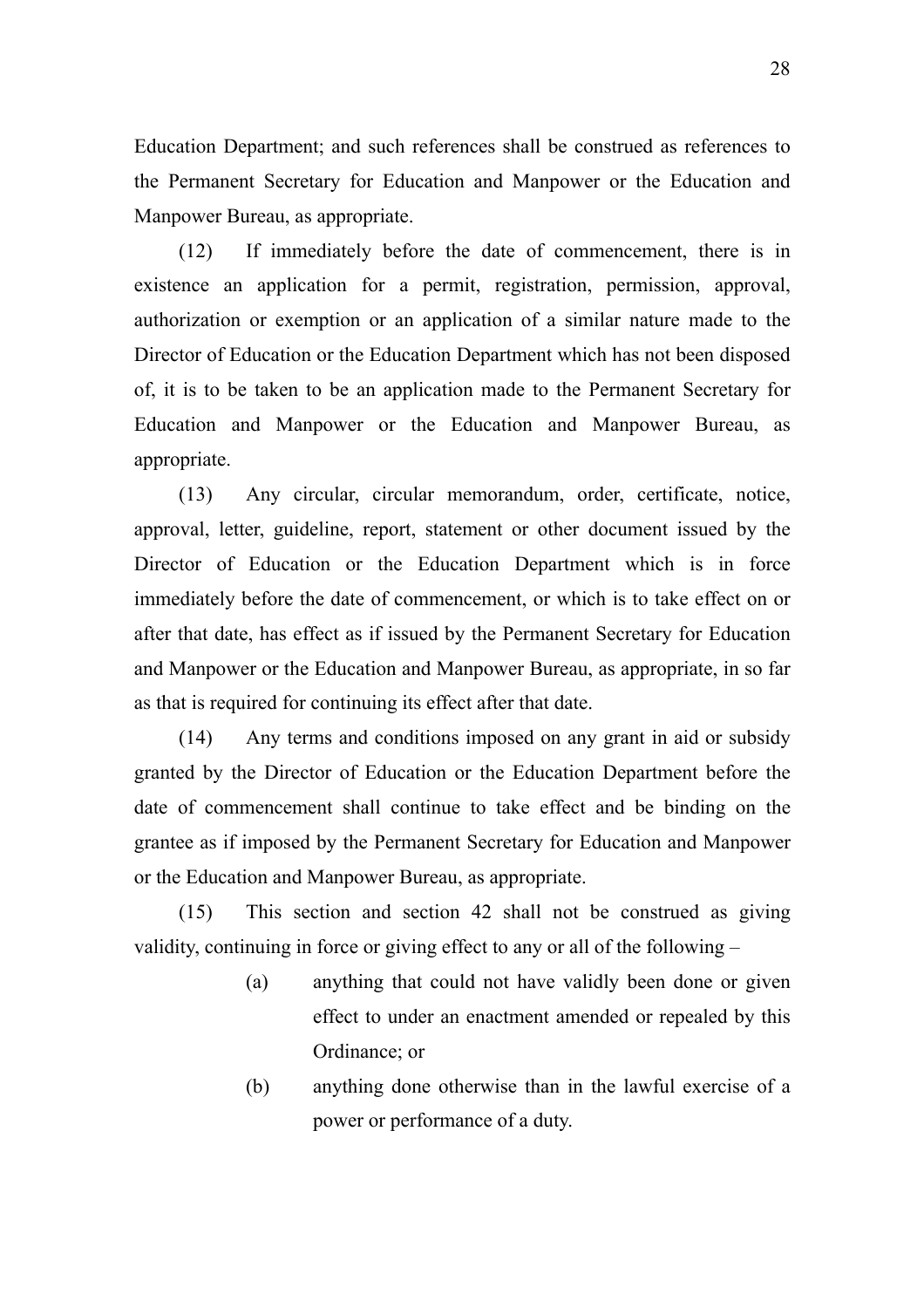Education Department; and such references shall be construed as references to the Permanent Secretary for Education and Manpower or the Education and Manpower Bureau, as appropriate.

(12) If immediately before the date of commencement, there is in existence an application for a permit, registration, permission, approval, authorization or exemption or an application of a similar nature made to the Director of Education or the Education Department which has not been disposed of, it is to be taken to be an application made to the Permanent Secretary for Education and Manpower or the Education and Manpower Bureau, as appropriate.

(13) Any circular, circular memorandum, order, certificate, notice, approval, letter, guideline, report, statement or other document issued by the Director of Education or the Education Department which is in force immediately before the date of commencement, or which is to take effect on or after that date, has effect as if issued by the Permanent Secretary for Education and Manpower or the Education and Manpower Bureau, as appropriate, in so far as that is required for continuing its effect after that date.

(14) Any terms and conditions imposed on any grant in aid or subsidy granted by the Director of Education or the Education Department before the date of commencement shall continue to take effect and be binding on the grantee as if imposed by the Permanent Secretary for Education and Manpower or the Education and Manpower Bureau, as appropriate.

(15) This section and section 42 shall not be construed as giving validity, continuing in force or giving effect to any or all of the following –

- (a) anything that could not have validly been done or given effect to under an enactment amended or repealed by this Ordinance; or
- (b) anything done otherwise than in the lawful exercise of a power or performance of a duty.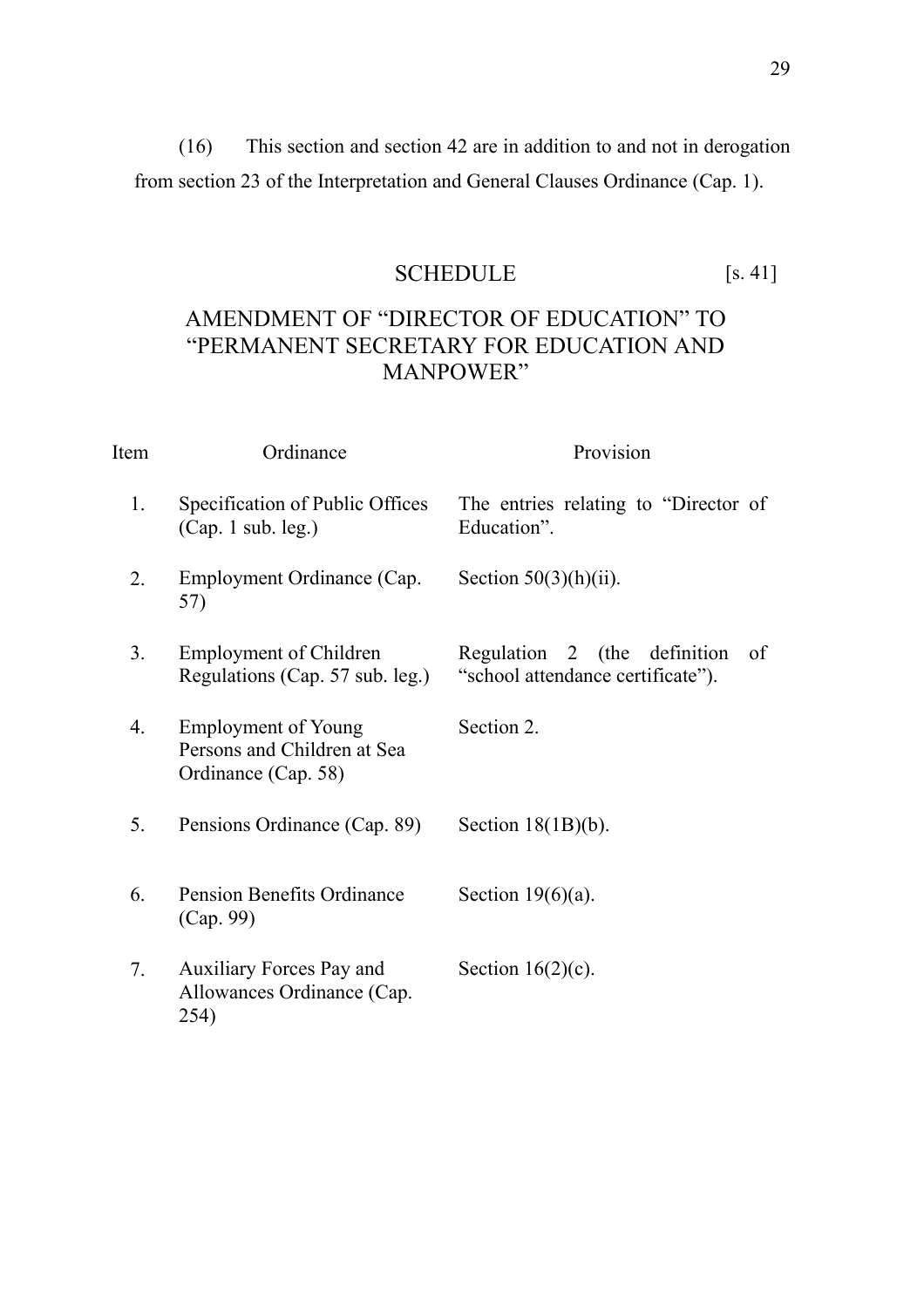(16) This section and section 42 are in addition to and not in derogation from section 23 of the Interpretation and General Clauses Ordinance (Cap. 1).

## SCHEDULE [s. 41]

## AMENDMENT OF "DIRECTOR OF EDUCATION" TO "PERMANENT SECRETARY FOR EDUCATION AND MANPOWER"

| Item | Ordinance | Provision |
|---|---|---|
| 1. | Specification of Public Offices (Cap. 1 sub. leg.) | The entries relating to "Director of Education". |
| 2. | Employment Ordinance (Cap. 57) | Section 50(3)(h)(ii). |
| 3. | Employment of Children Regulations (Cap. 57 sub. leg.) | Regulation 2 (the definition of "school attendance certificate"). |
| 4. | Employment of Young Persons and Children at Sea Ordinance (Cap. 58) | Section 2. |
| 5. | Pensions Ordinance (Cap. 89) | Section 18(1B)(b). |
| 6. | Pension Benefits Ordinance (Cap. 99) | Section 19(6)(a). |
| 7. | Auxiliary Forces Pay and Allowances Ordinance (Cap. 254) | Section 16(2)(c). |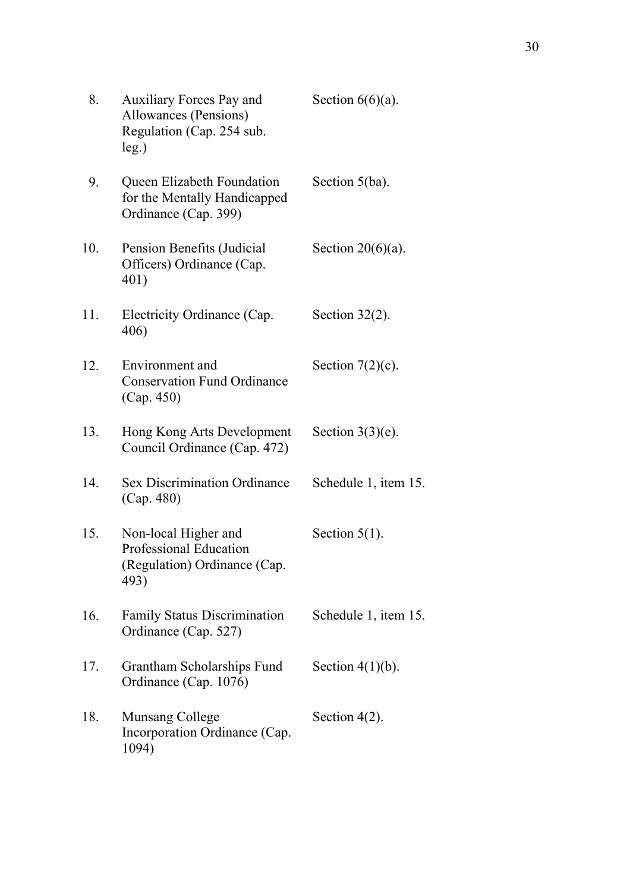| | | |
|---|---|---|
| 8. | Auxiliary Forces Pay and Allowances (Pensions) Regulation (Cap. 254 sub. leg.) | Section 6(6)(a). |
| 9. | Queen Elizabeth Foundation for the Mentally Handicapped Ordinance (Cap. 399) | Section 5(ba). |
| 10. | Pension Benefits (Judicial Officers) Ordinance (Cap. 401) | Section 20(6)(a). |
| 11. | Electricity Ordinance (Cap. 406) | Section 32(2). |
| 12. | Environment and Conservation Fund Ordinance (Cap. 450) | Section 7(2)(c). |
| 13. | Hong Kong Arts Development Council Ordinance (Cap. 472) | Section 3(3)(e). |
| 14. | Sex Discrimination Ordinance (Cap. 480) | Schedule 1, item 15. |
| 15. | Non-local Higher and Professional Education (Regulation) Ordinance (Cap. 493) | Section 5(1). |
| 16. | Family Status Discrimination Ordinance (Cap. 527) | Schedule 1, item 15. |
| 17. | Grantham Scholarships Fund Ordinance (Cap. 1076) | Section 4(1)(b). |
| 18. | Munsang College Incorporation Ordinance (Cap. 1094) | Section 4(2). |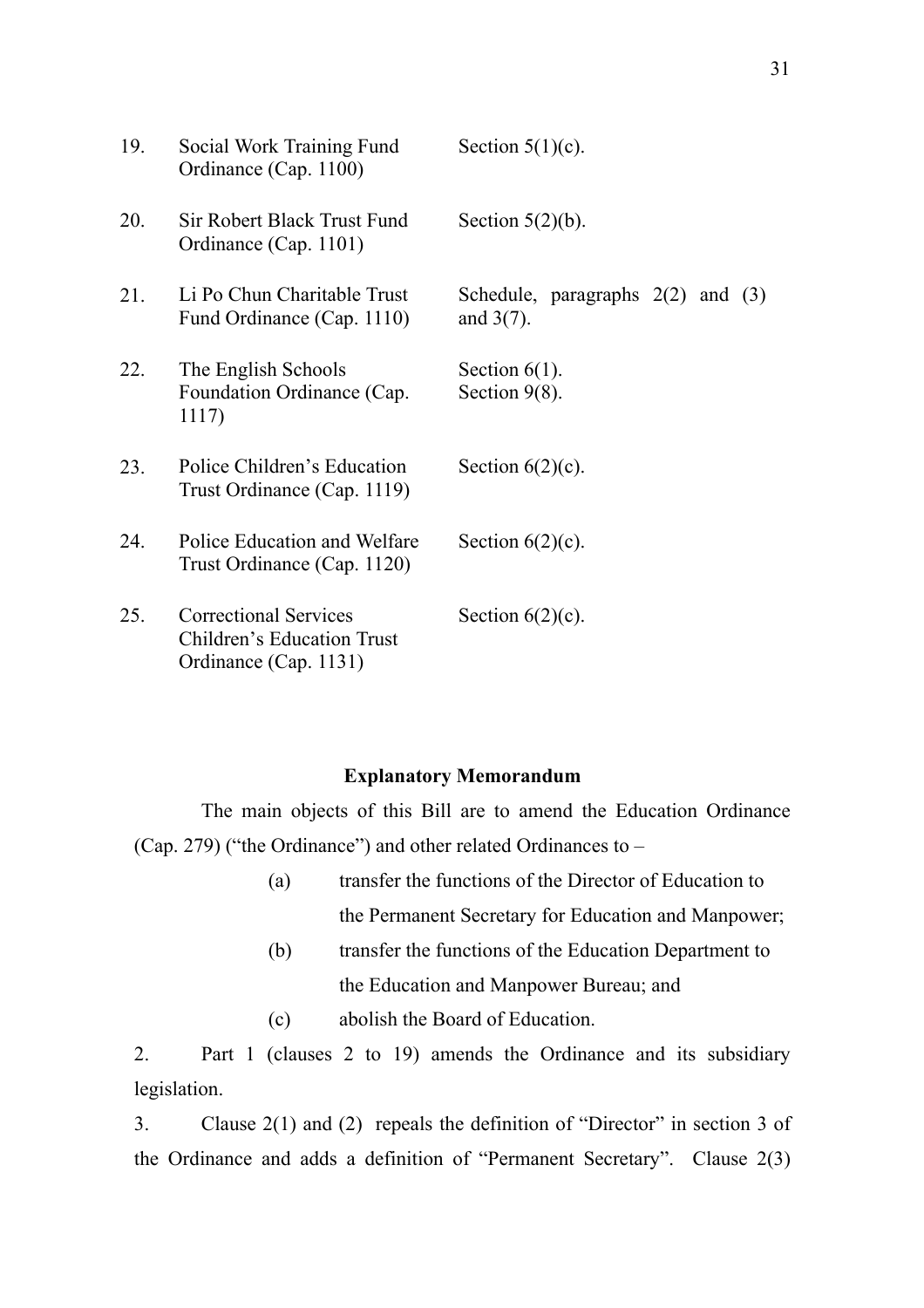| | | |
|---|---|---|
| 19. | Social Work Training Fund Ordinance (Cap. 1100) | Section 5(1)(c). |
| 20. | Sir Robert Black Trust Fund Ordinance (Cap. 1101) | Section 5(2)(b). |
| 21. | Li Po Chun Charitable Trust Fund Ordinance (Cap. 1110) | Schedule, paragraphs 2(2) and (3) and 3(7). |
| 22. | The English Schools Foundation Ordinance (Cap. 1117) | Section 6(1).<br>Section 9(8). |
| 23. | Police Children's Education Trust Ordinance (Cap. 1119) | Section 6(2)(c). |
| 24. | Police Education and Welfare Trust Ordinance (Cap. 1120) | Section 6(2)(c). |
| 25. | Correctional Services Children's Education Trust Ordinance (Cap. 1131) | Section 6(2)(c). |

**Explanatory Memorandum**

The main objects of this Bill are to amend the Education Ordinance (Cap. 279) ("the Ordinance") and other related Ordinances to –

(a) transfer the functions of the Director of Education to the Permanent Secretary for Education and Manpower;

(b) transfer the functions of the Education Department to the Education and Manpower Bureau; and

(c) abolish the Board of Education.

2. Part 1 (clauses 2 to 19) amends the Ordinance and its subsidiary legislation.

3. Clause 2(1) and (2) repeals the definition of "Director" in section 3 of the Ordinance and adds a definition of "Permanent Secretary". Clause 2(3)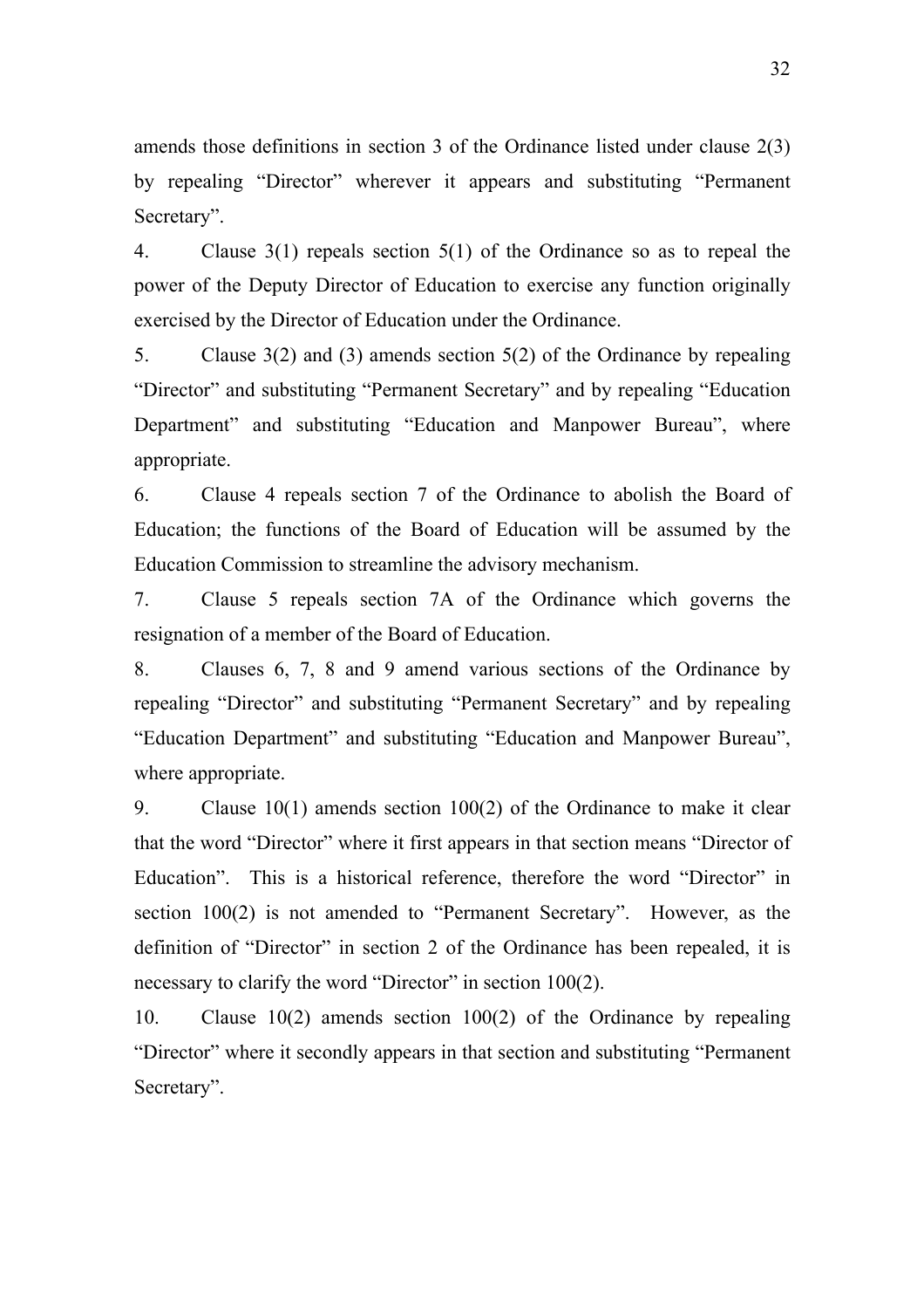amends those definitions in section 3 of the Ordinance listed under clause 2(3) by repealing "Director" wherever it appears and substituting "Permanent Secretary".

4. Clause 3(1) repeals section 5(1) of the Ordinance so as to repeal the power of the Deputy Director of Education to exercise any function originally exercised by the Director of Education under the Ordinance.

5. Clause 3(2) and (3) amends section 5(2) of the Ordinance by repealing "Director" and substituting "Permanent Secretary" and by repealing "Education Department" and substituting "Education and Manpower Bureau", where appropriate.

6. Clause 4 repeals section 7 of the Ordinance to abolish the Board of Education; the functions of the Board of Education will be assumed by the Education Commission to streamline the advisory mechanism.

7. Clause 5 repeals section 7A of the Ordinance which governs the resignation of a member of the Board of Education.

8. Clauses 6, 7, 8 and 9 amend various sections of the Ordinance by repealing "Director" and substituting "Permanent Secretary" and by repealing "Education Department" and substituting "Education and Manpower Bureau", where appropriate.

9. Clause 10(1) amends section 100(2) of the Ordinance to make it clear that the word "Director" where it first appears in that section means "Director of Education". This is a historical reference, therefore the word "Director" in section 100(2) is not amended to "Permanent Secretary". However, as the definition of "Director" in section 2 of the Ordinance has been repealed, it is necessary to clarify the word "Director" in section 100(2).

10. Clause 10(2) amends section 100(2) of the Ordinance by repealing "Director" where it secondly appears in that section and substituting "Permanent Secretary".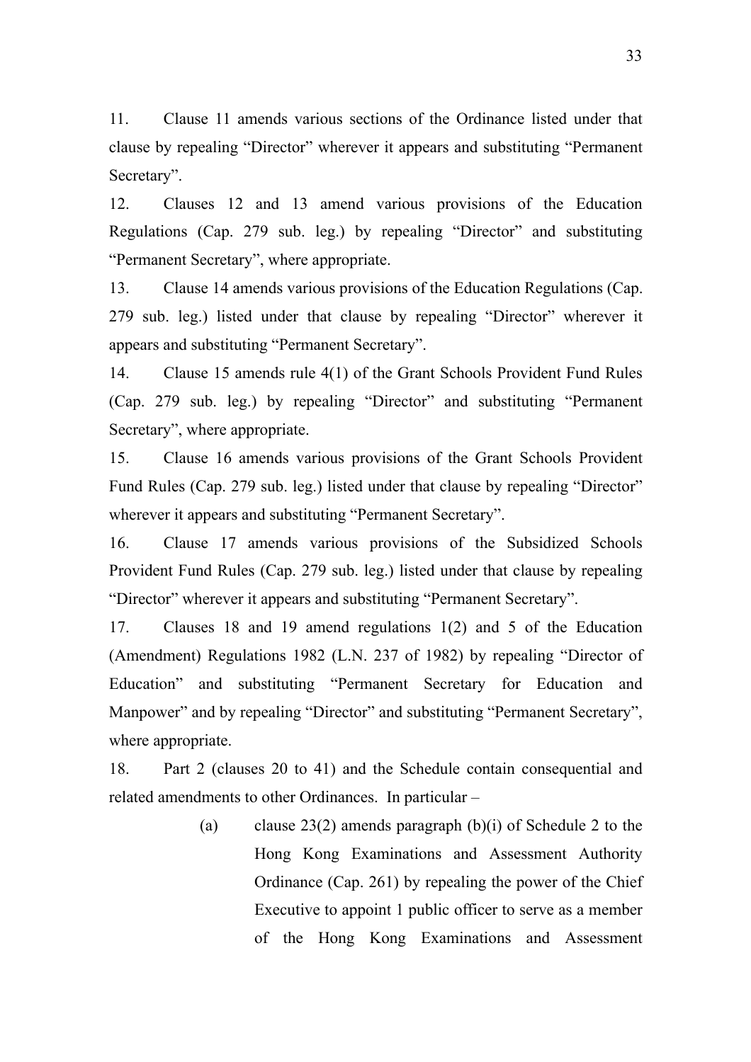11. Clause 11 amends various sections of the Ordinance listed under that clause by repealing "Director" wherever it appears and substituting "Permanent Secretary".

12. Clauses 12 and 13 amend various provisions of the Education Regulations (Cap. 279 sub. leg.) by repealing "Director" and substituting "Permanent Secretary", where appropriate.

13. Clause 14 amends various provisions of the Education Regulations (Cap. 279 sub. leg.) listed under that clause by repealing "Director" wherever it appears and substituting "Permanent Secretary".

14. Clause 15 amends rule 4(1) of the Grant Schools Provident Fund Rules (Cap. 279 sub. leg.) by repealing "Director" and substituting "Permanent Secretary", where appropriate.

15. Clause 16 amends various provisions of the Grant Schools Provident Fund Rules (Cap. 279 sub. leg.) listed under that clause by repealing "Director" wherever it appears and substituting "Permanent Secretary".

16. Clause 17 amends various provisions of the Subsidized Schools Provident Fund Rules (Cap. 279 sub. leg.) listed under that clause by repealing "Director" wherever it appears and substituting "Permanent Secretary".

17. Clauses 18 and 19 amend regulations 1(2) and 5 of the Education (Amendment) Regulations 1982 (L.N. 237 of 1982) by repealing "Director of Education" and substituting "Permanent Secretary for Education and Manpower" and by repealing "Director" and substituting "Permanent Secretary", where appropriate.

18. Part 2 (clauses 20 to 41) and the Schedule contain consequential and related amendments to other Ordinances. In particular –

(a) clause 23(2) amends paragraph (b)(i) of Schedule 2 to the Hong Kong Examinations and Assessment Authority Ordinance (Cap. 261) by repealing the power of the Chief Executive to appoint 1 public officer to serve as a member of the Hong Kong Examinations and Assessment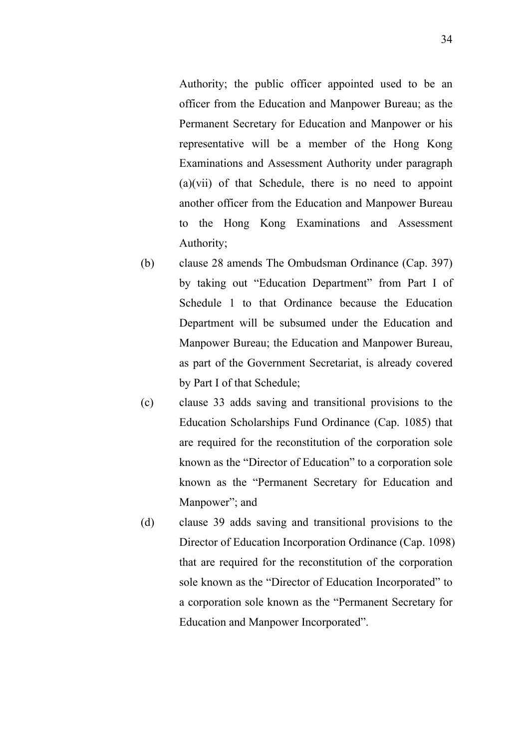Authority; the public officer appointed used to be an officer from the Education and Manpower Bureau; as the Permanent Secretary for Education and Manpower or his representative will be a member of the Hong Kong Examinations and Assessment Authority under paragraph (a)(vii) of that Schedule, there is no need to appoint another officer from the Education and Manpower Bureau to the Hong Kong Examinations and Assessment Authority;

(b) clause 28 amends The Ombudsman Ordinance (Cap. 397) by taking out "Education Department" from Part I of Schedule 1 to that Ordinance because the Education Department will be subsumed under the Education and Manpower Bureau; the Education and Manpower Bureau, as part of the Government Secretariat, is already covered by Part I of that Schedule;

(c) clause 33 adds saving and transitional provisions to the Education Scholarships Fund Ordinance (Cap. 1085) that are required for the reconstitution of the corporation sole known as the "Director of Education" to a corporation sole known as the "Permanent Secretary for Education and Manpower"; and

(d) clause 39 adds saving and transitional provisions to the Director of Education Incorporation Ordinance (Cap. 1098) that are required for the reconstitution of the corporation sole known as the "Director of Education Incorporated" to a corporation sole known as the "Permanent Secretary for Education and Manpower Incorporated".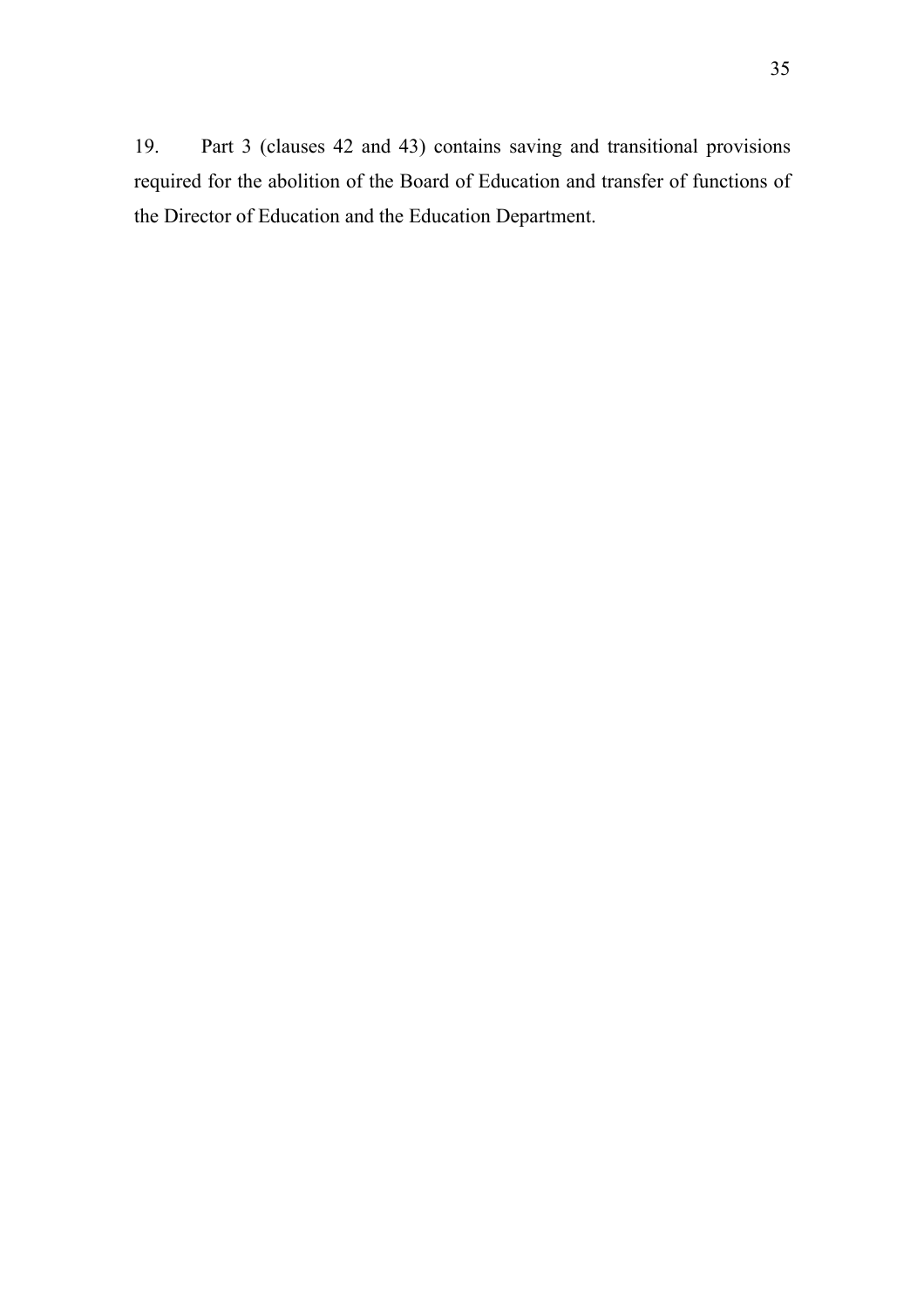19. Part 3 (clauses 42 and 43) contains saving and transitional provisions required for the abolition of the Board of Education and transfer of functions of the Director of Education and the Education Department.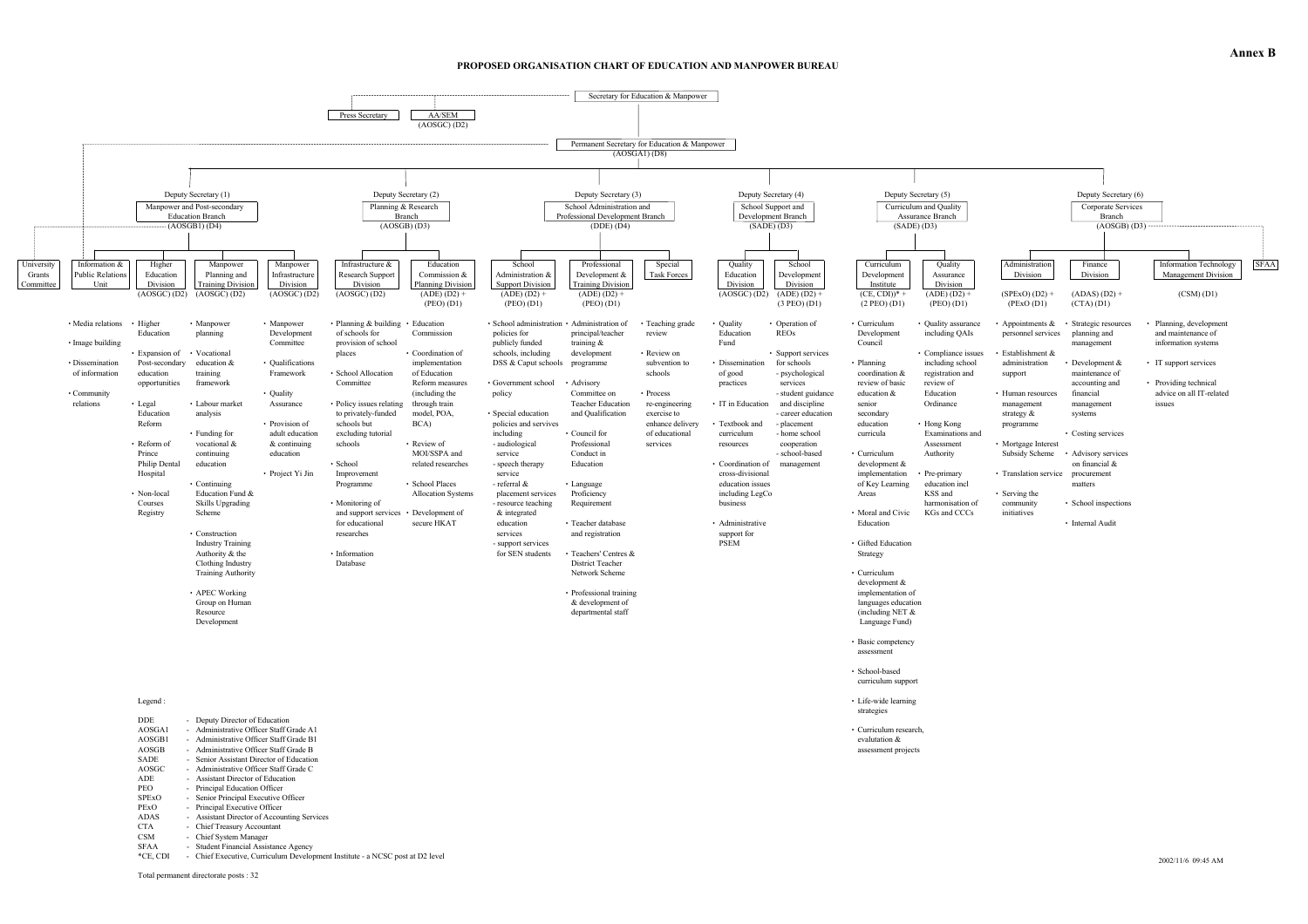**Annex B**

# PROPOSED ORGANISATION CHART OF EDUCATION AND MANPOWER BUREAU

**Secretary for Education & Manpower**

- Press Secretary
- AA/SEM (AOSGC) (D2)

**Permanent Secretary for Education & Manpower** (AOSGA1) (D8)

## Deputy Secretary (1) — Manpower and Post-secondary Education Branch (AOSGB1) (D4)

- **University Grants Committee**
- **Information & Public Relations Unit**
  - Media relations
  - Image building
  - Dissemination of information
  - Community relations
- **Higher Education Division** (AOSGC) (D2)
  - Higher Education
  - Expansion of Post-secondary education opportunities
  - Legal Education Reform
  - Reform of Prince Philip Dental Hospital
  - Non-local Courses Registry
- **Manpower Planning and Training Division** (AOSGC) (D2)
  - Manpower planning
  - Vocational education & training framework
  - Labour market analysis
  - Funding for vocational & continuing education
  - Continuing Education Fund & Skills Upgrading Scheme
  - Construction Industry Training Authority & the Clothing Industry Training Authority
  - APEC Working Group on Human Resource Development
- **Manpower Infrastructure Division** (AOSGC) (D2)
  - Manpower Development Committee
  - Qualifications Framework
  - Quality Assurance
  - Provision of adult education & continuing education
  - Project Yi Jin

## Deputy Secretary (2) — Planning & Research Branch (AOSGB) (D3)

- **Infrastructure & Research Support Division** (AOSGC) (D2)
  - Planning & building of schools for provision of school places
  - School Allocation Committee
  - Policy issues relating to privately-funded schools but excluding tutorial schools
  - School Improvement Programme
  - Monitoring of and support services for educational researches
  - Information Database
- **Education Commission & Planning Division** (ADE) (D2) + (PEO) (D1)
  - Education Commission
  - Coordination of implementation of Education Reform measures (including the through train model, POA, BCA)
  - Review of MOI/SSPA and related researches
  - School Places Allocation Systems
  - Development of secure HKAT

## Deputy Secretary (3) — School Administration and Professional Development Branch (DDE) (D4)

- **School Administration & Support Division** (ADE) (D2) + (PEO) (D1)
  - School administration policies for publicly funded schools, including DSS & Caput schools
  - Government school policy
  - Special education policies and servives including
    - audiological service
    - speech therapy service
    - referral & placement services
    - resource teaching & integrated education
    - support services for SEN students
- **Professional Development & Training Division** (ADE) (D2) + (PEO) (D1)
  - Administration of principal/teacher training & development programme
  - Advisory Committee on Teacher Education and Qualification
  - Council for Professional Conduct in Education
  - Language Proficiency Requirement
  - Teacher database and registration
  - Teachers' Centres & District Teacher Network Scheme
  - Professional training & development of departmental staff
- **Special Task Forces**
  - Teaching grade review
  - Review on subvention to schools
  - Process re-engineering exercise to enhance delivery of educational services

## Deputy Secretary (4) — School Support and Development Branch (SADE) (D3)

- **Quality Education Division** (AOSGC) (D2)
  - Quality Education Fund
  - Dissemination of good practices
  - IT in Education
  - Textbook and curriculum resources
  - Coordination of cross-divisional education issues including LegCo business
  - Administrative support for PSEM
- **School Development Division** (ADE) (D2) + (3 PEO) (D1)
  - Operation of REOs
  - Support services for schools
    - psychological services
    - student guidance and discipline
    - career education
    - placement
    - home school cooperation
    - school-based management

## Deputy Secretary (5) — Curriculum and Quality Assurance Branch (SADE) (D3)

- **Curriculum Development Institute** (CE, CDI)* + (2 PEO) (D1)
  - Curriculum Development Council
  - Planning coordination & review of basic education & senior secondary education curricula
  - Curriculum development & implementation of Key Learning Areas
  - Moral and Civic Education
  - Gifted Education Strategy
  - Curriculum development & implementation of languages education (including NET & Language Fund)
  - Basic competency assessment
  - School-based curriculum support
  - Life-wide learning strategies
  - Curriculum research, evalutation & assessment projects
- **Quality Assurance Division** (ADE) (D2) + (PEO) (D1)
  - Quality assurance including QAIs
  - Compliance issues including school review of Education Ordinance
  - Hong Kong Examinations and Assessment Authority
  - Pre-primary education incl KSS and harmonisation of KGs and CCCs

## Deputy Secretary (6) — Corporate Services Branch (AOSGB) (D3)

- **Administration Division** (SPExO) (D2) + (PExO) (D1)
  - Appointments & personnel services
  - Establishment & administration support
  - Human resources management strategy & programme
  - Mortgage Interest Subsidy Scheme
  - Translation service
  - Serving the community initiatives
- **Finance Division** (ADAS) (D2) + (CTA) (D1)
  - Strategic resources planning and management
  - Development & maintenance of accounting and financial management systems
  - Costing services
  - Advisory services on financial & procurement matters
  - School inspections
  - Internal Audit
- **Information Technology Management Division** (CSM) (D1)
  - Planning, development and maintenance of information systems
  - IT support services
  - Providing technical advice on all IT-related issues
- **SFAA**

Legend :

| | | |
|---|---|---|
| DDE | - | Deputy Director of Education |
| AOSGA1 | - | Administrative Officer Staff Grade A1 |
| AOSGB1 | - | Administrative Officer Staff Grade B1 |
| AOSGB | - | Administrative Officer Staff Grade B |
| SADE | - | Senior Assistant Director of Education |
| AOSGC | - | Administrative Officer Staff Grade C |
| ADE | - | Assistant Director of Education |
| PEO | - | Principal Education Officer |
| SPExO | - | Senior Principal Executive Officer |
| PExO | - | Principal Executive Officer |
| ADAS | - | Assistant Director of Accounting Services |
| CTA | - | Chief Treasury Accountant |
| CSM | - | Chief System Manager |
| SFAA | - | Student Financial Assistance Agency |
| *CE, CDI | - | Chief Executive, Curriculum Development Institute - a NCSC post at D2 level |

Total permanent directorate posts : 32

2002/11/6 09:45 AM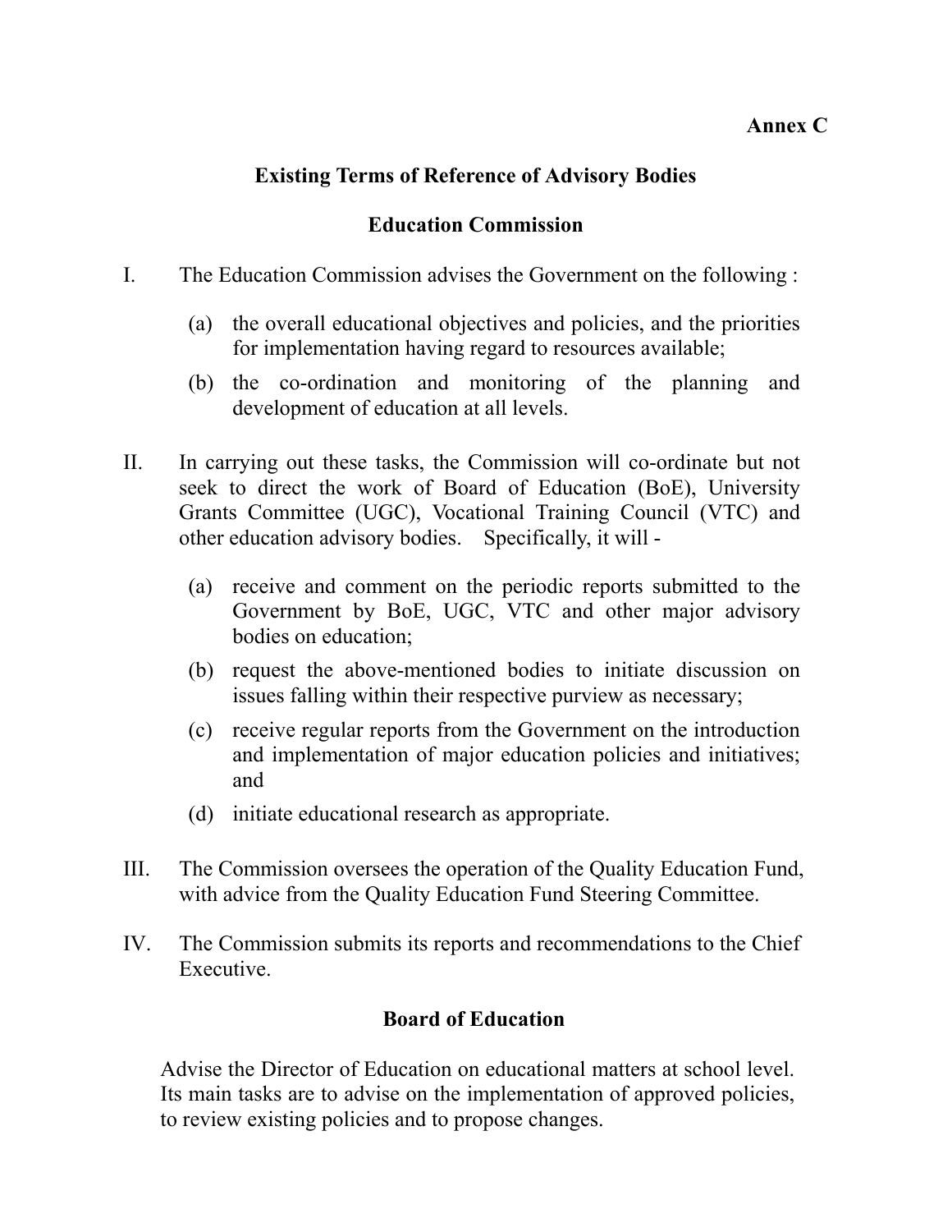**Annex C**

# Existing Terms of Reference of Advisory Bodies

## Education Commission

I. The Education Commission advises the Government on the following :

   (a) the overall educational objectives and policies, and the priorities for implementation having regard to resources available;

   (b) the co-ordination and monitoring of the planning and development of education at all levels.

II. In carrying out these tasks, the Commission will co-ordinate but not seek to direct the work of Board of Education (BoE), University Grants Committee (UGC), Vocational Training Council (VTC) and other education advisory bodies. Specifically, it will -

   (a) receive and comment on the periodic reports submitted to the Government by BoE, UGC, VTC and other major advisory bodies on education;

   (b) request the above-mentioned bodies to initiate discussion on issues falling within their respective purview as necessary;

   (c) receive regular reports from the Government on the introduction and implementation of major education policies and initiatives; and

   (d) initiate educational research as appropriate.

III. The Commission oversees the operation of the Quality Education Fund, with advice from the Quality Education Fund Steering Committee.

IV. The Commission submits its reports and recommendations to the Chief Executive.

## Board of Education

Advise the Director of Education on educational matters at school level. Its main tasks are to advise on the implementation of approved policies, to review existing policies and to propose changes.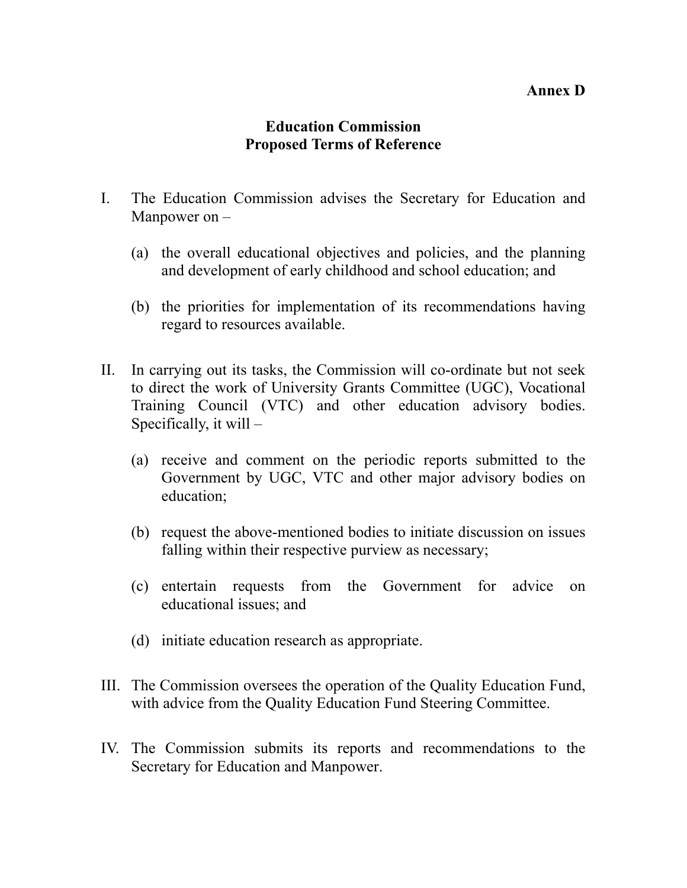**Annex D**

# Education Commission Proposed Terms of Reference

I. The Education Commission advises the Secretary for Education and Manpower on –

   (a) the overall educational objectives and policies, and the planning and development of early childhood and school education; and

   (b) the priorities for implementation of its recommendations having regard to resources available.

II. In carrying out its tasks, the Commission will co-ordinate but not seek to direct the work of University Grants Committee (UGC), Vocational Training Council (VTC) and other education advisory bodies. Specifically, it will –

   (a) receive and comment on the periodic reports submitted to the Government by UGC, VTC and other major advisory bodies on education;

   (b) request the above-mentioned bodies to initiate discussion on issues falling within their respective purview as necessary;

   (c) entertain requests from the Government for advice on educational issues; and

   (d) initiate education research as appropriate.

III. The Commission oversees the operation of the Quality Education Fund, with advice from the Quality Education Fund Steering Committee.

IV. The Commission submits its reports and recommendations to the Secretary for Education and Manpower.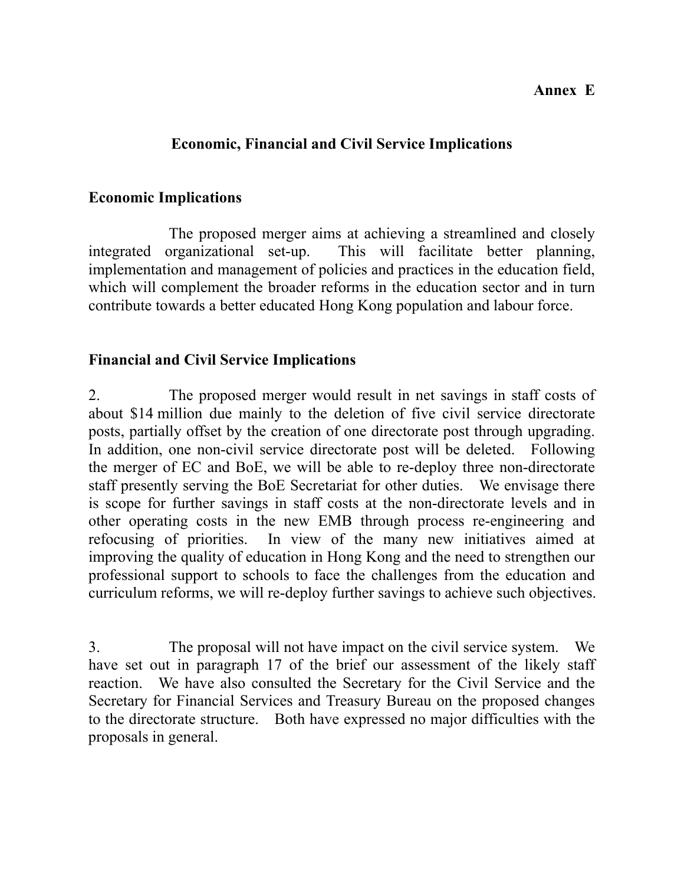**Annex E**

## Economic, Financial and Civil Service Implications

### Economic Implications

The proposed merger aims at achieving a streamlined and closely integrated organizational set-up. This will facilitate better planning, implementation and management of policies and practices in the education field, which will complement the broader reforms in the education sector and in turn contribute towards a better educated Hong Kong population and labour force.

### Financial and Civil Service Implications

2. The proposed merger would result in net savings in staff costs of about $14 million due mainly to the deletion of five civil service directorate posts, partially offset by the creation of one directorate post through upgrading. In addition, one non-civil service directorate post will be deleted. Following the merger of EC and BoE, we will be able to re-deploy three non-directorate staff presently serving the BoE Secretariat for other duties. We envisage there is scope for further savings in staff costs at the non-directorate levels and in other operating costs in the new EMB through process re-engineering and refocusing of priorities. In view of the many new initiatives aimed at improving the quality of education in Hong Kong and the need to strengthen our professional support to schools to face the challenges from the education and curriculum reforms, we will re-deploy further savings to achieve such objectives.

3. The proposal will not have impact on the civil service system. We have set out in paragraph 17 of the brief our assessment of the likely staff reaction. We have also consulted the Secretary for the Civil Service and the Secretary for Financial Services and Treasury Bureau on the proposed changes to the directorate structure. Both have expressed no major difficulties with the proposals in general.